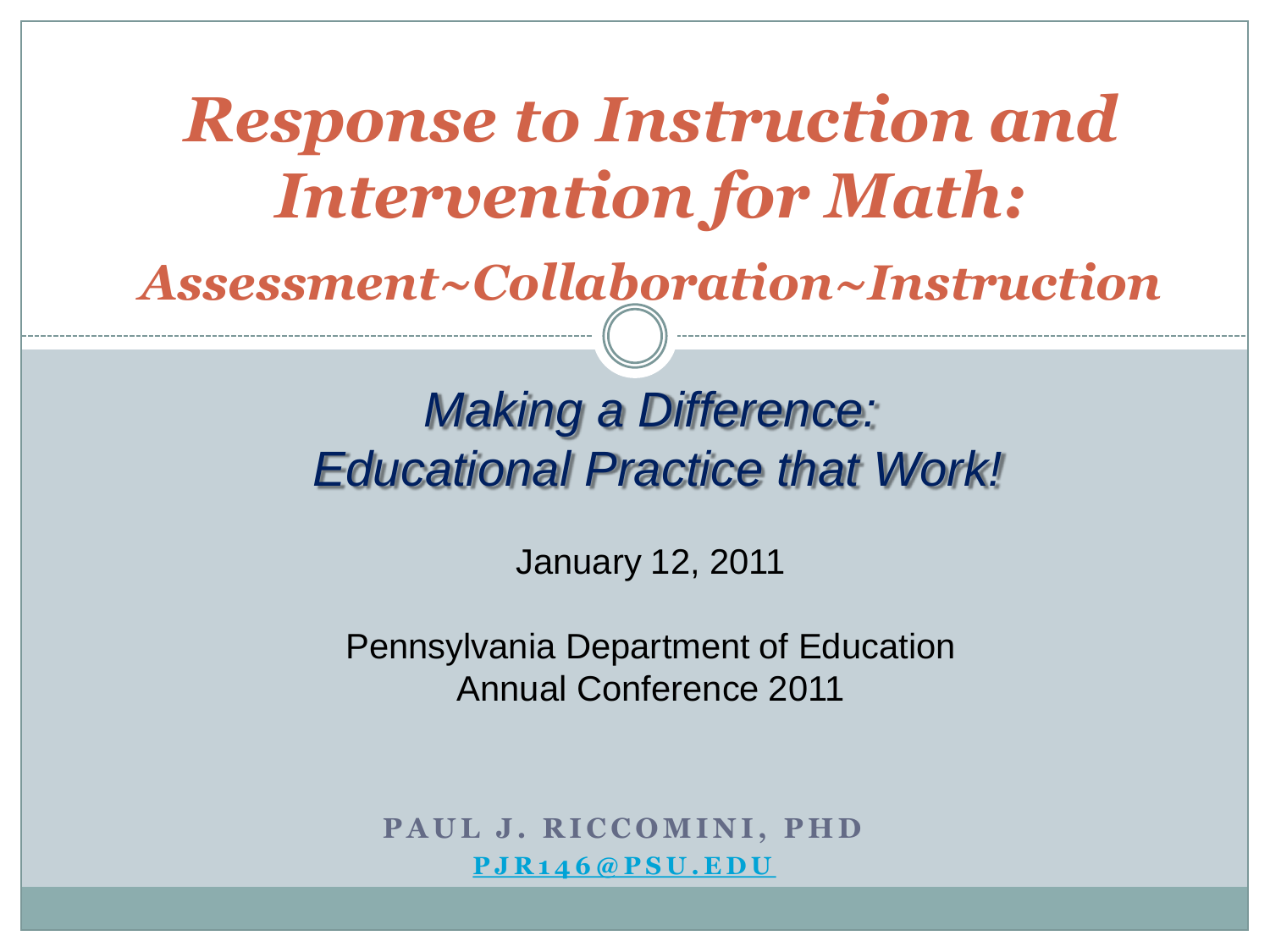# *Response to Instruction and Intervention for Math:*

## *Assessment~Collaboration~Instruction*

*Making a Difference: Educational Practice that Work!*

January 12, 2011

Pennsylvania Department of Education
Annual Conference 2011

**PAUL J. RICCOMINI, PHD**

**PJR146@PSU.EDU**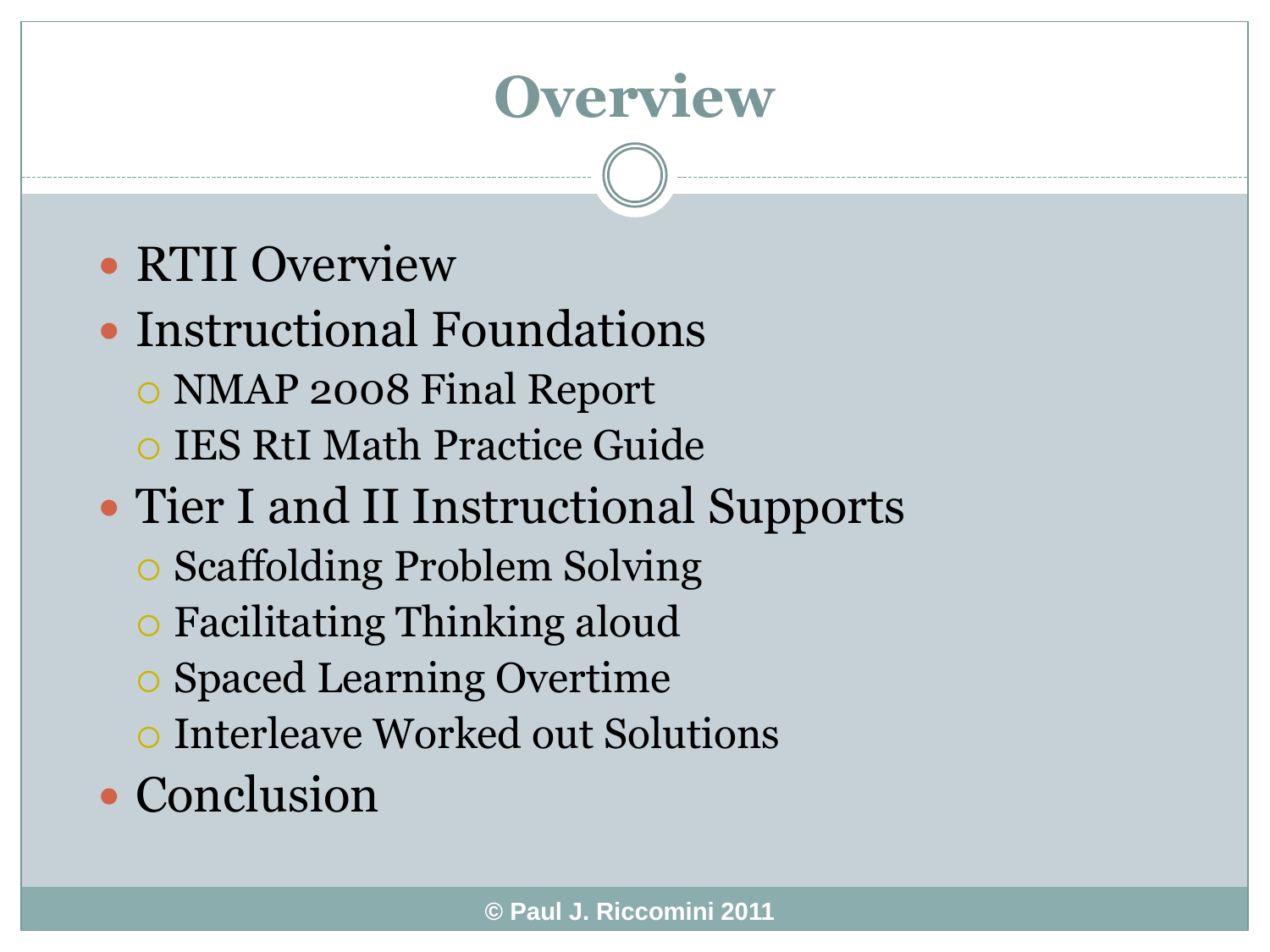# Overview

- RTII Overview
- Instructional Foundations
  - NMAP 2008 Final Report
  - IES RtI Math Practice Guide
- Tier I and II Instructional Supports
  - Scaffolding Problem Solving
  - Facilitating Thinking aloud
  - Spaced Learning Overtime
  - Interleave Worked out Solutions
- Conclusion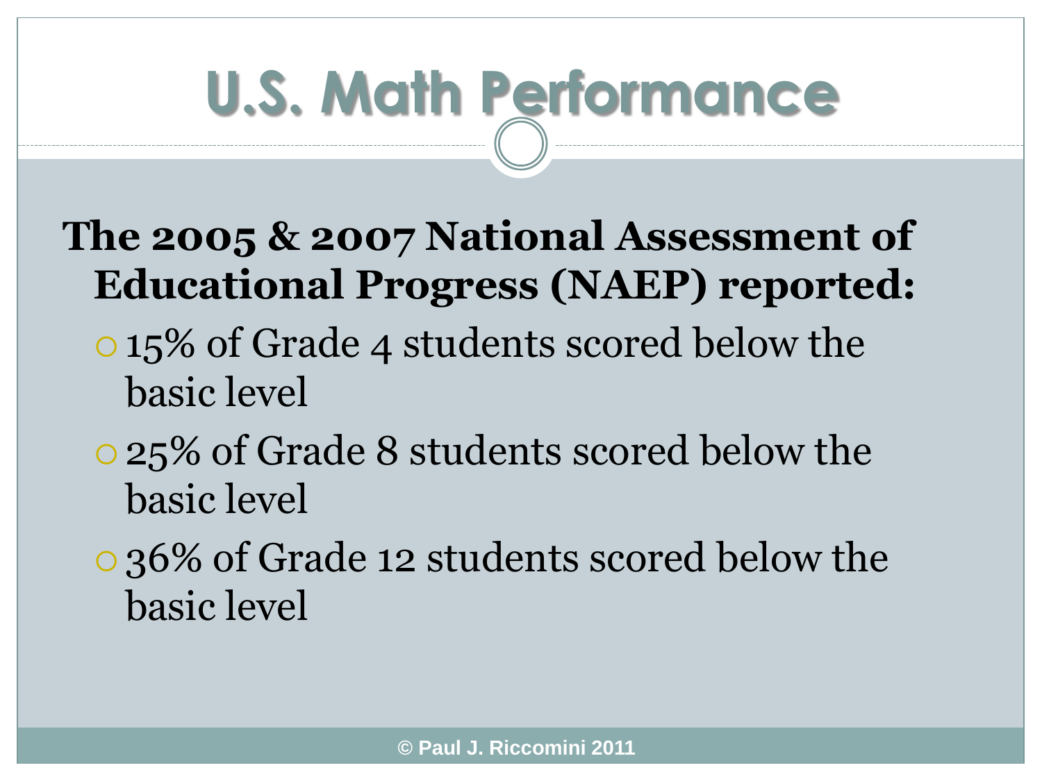# U.S. Math Performance

**The 2005 & 2007 National Assessment of Educational Progress (NAEP) reported:**

- 15% of Grade 4 students scored below the basic level
- 25% of Grade 8 students scored below the basic level
- 36% of Grade 12 students scored below the basic level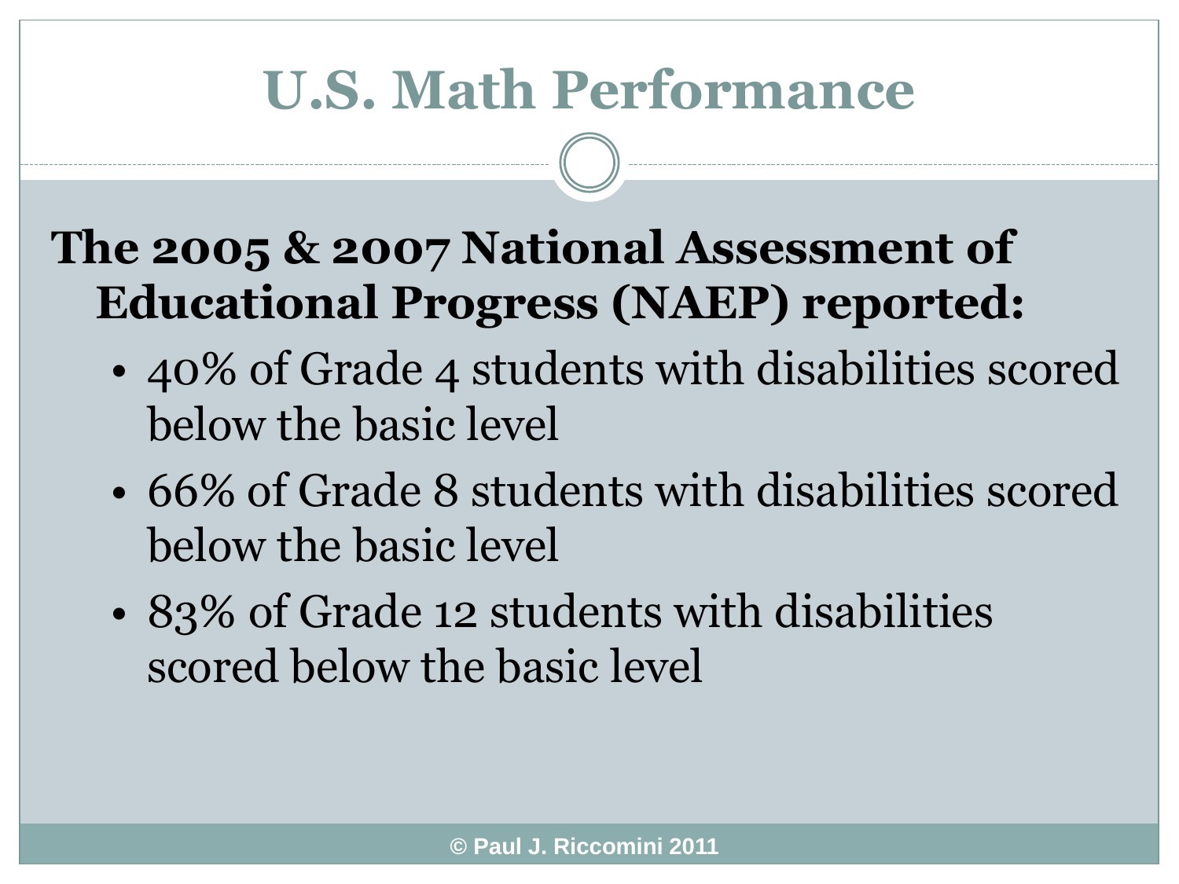# U.S. Math Performance

**The 2005 & 2007 National Assessment of Educational Progress (NAEP) reported:**

- 40% of Grade 4 students with disabilities scored below the basic level
- 66% of Grade 8 students with disabilities scored below the basic level
- 83% of Grade 12 students with disabilities scored below the basic level

© Paul J. Riccomini 2011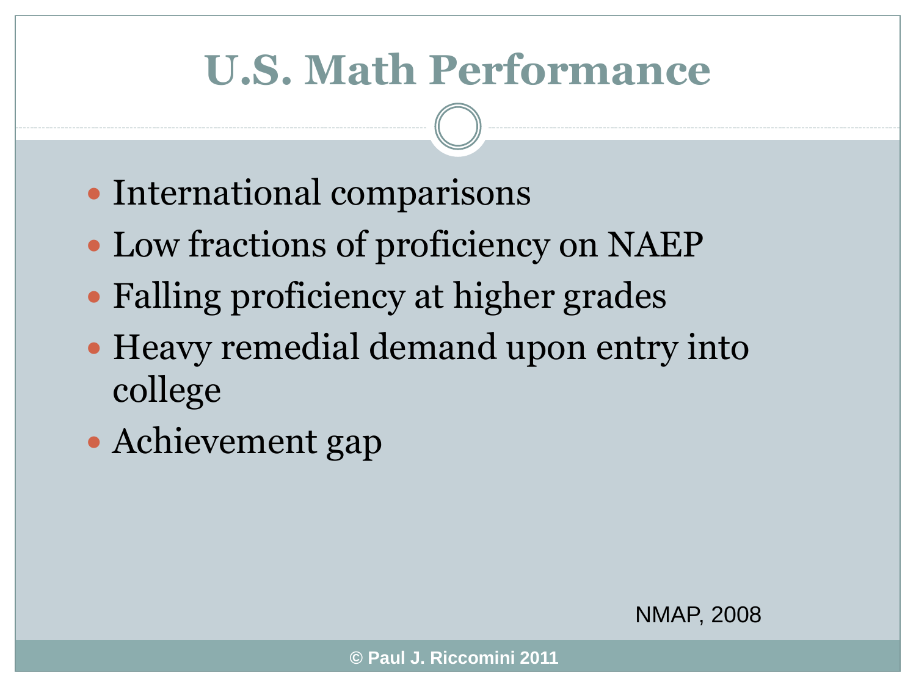# U.S. Math Performance

- International comparisons
- Low fractions of proficiency on NAEP
- Falling proficiency at higher grades
- Heavy remedial demand upon entry into college
- Achievement gap

NMAP, 2008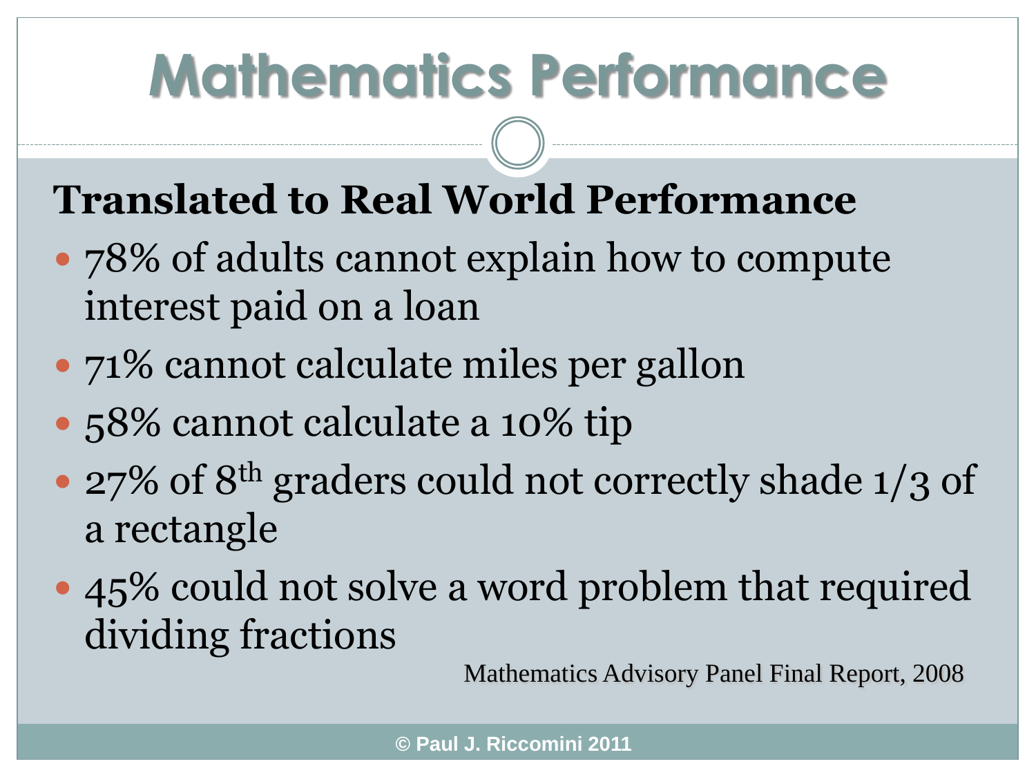# Mathematics Performance

## Translated to Real World Performance

- 78% of adults cannot explain how to compute interest paid on a loan
- 71% cannot calculate miles per gallon
- 58% cannot calculate a 10% tip
- 27% of 8th graders could not correctly shade 1/3 of a rectangle
- 45% could not solve a word problem that required dividing fractions

Mathematics Advisory Panel Final Report, 2008

© Paul J. Riccomini 2011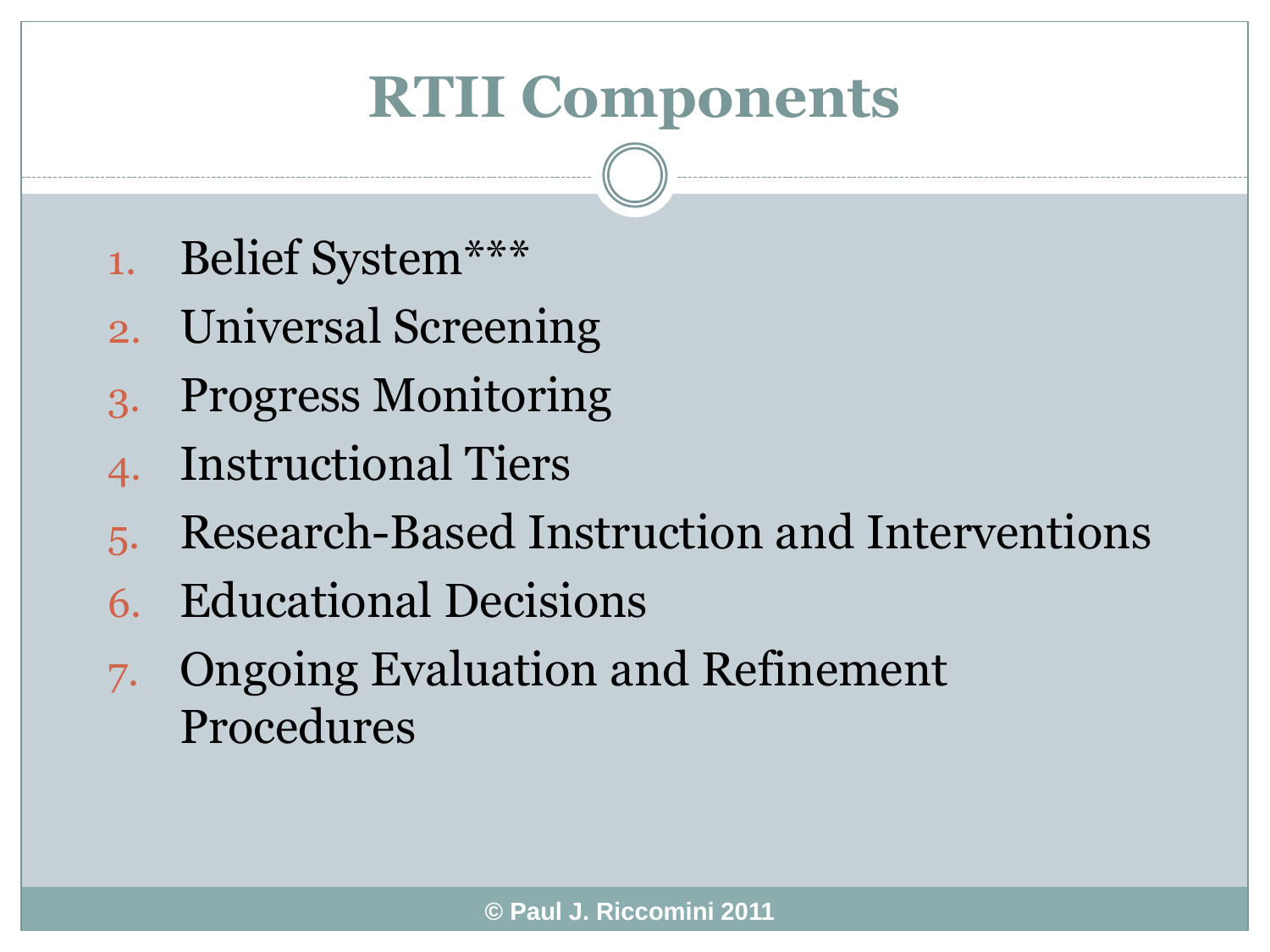# RTII Components

1. Belief System***
2. Universal Screening
3. Progress Monitoring
4. Instructional Tiers
5. Research-Based Instruction and Interventions
6. Educational Decisions
7. Ongoing Evaluation and Refinement Procedures

© Paul J. Riccomini 2011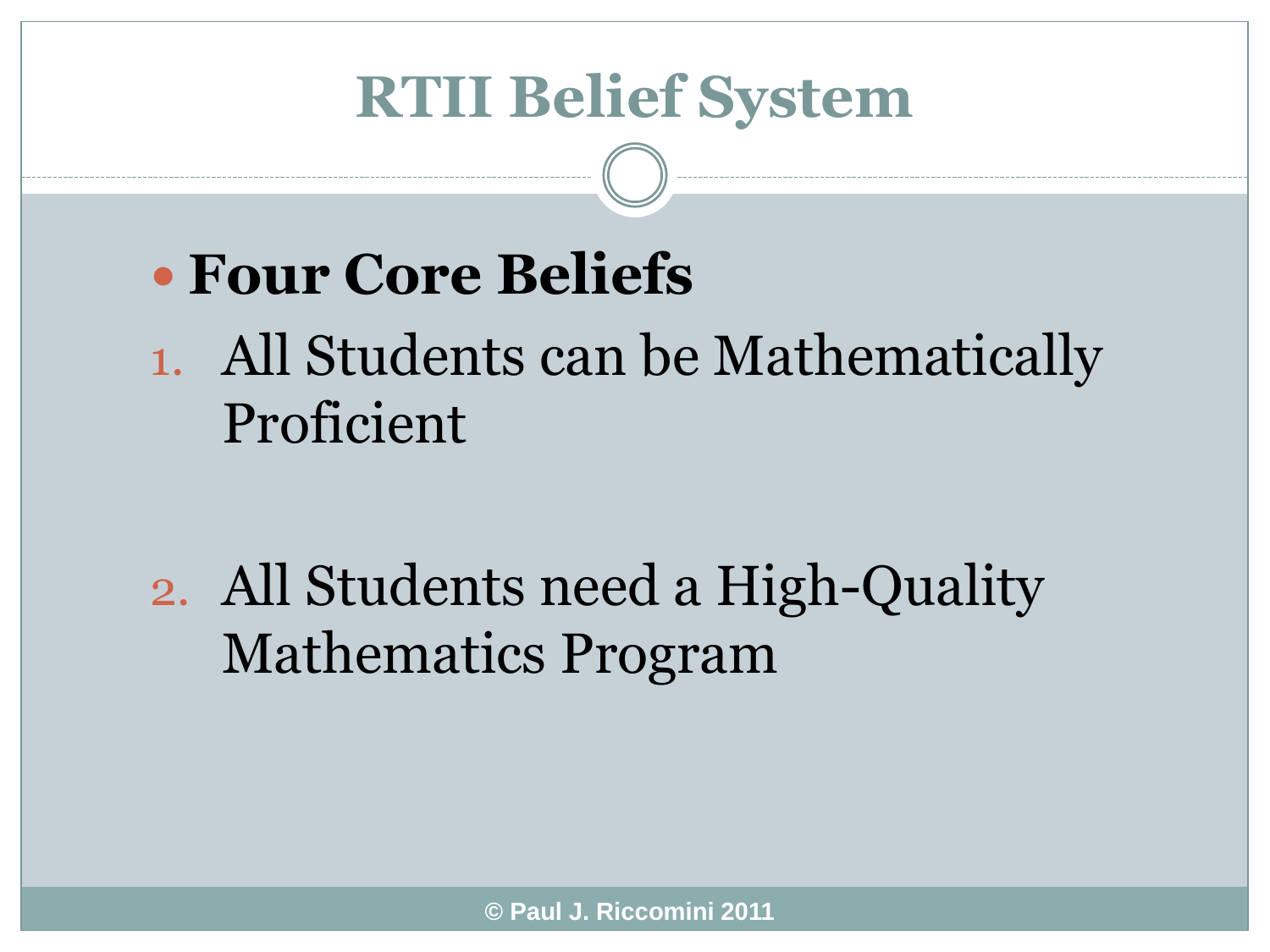# RTII Belief System

- **Four Core Beliefs**

1. All Students can be Mathematically Proficient

2. All Students need a High-Quality Mathematics Program

© Paul J. Riccomini 2011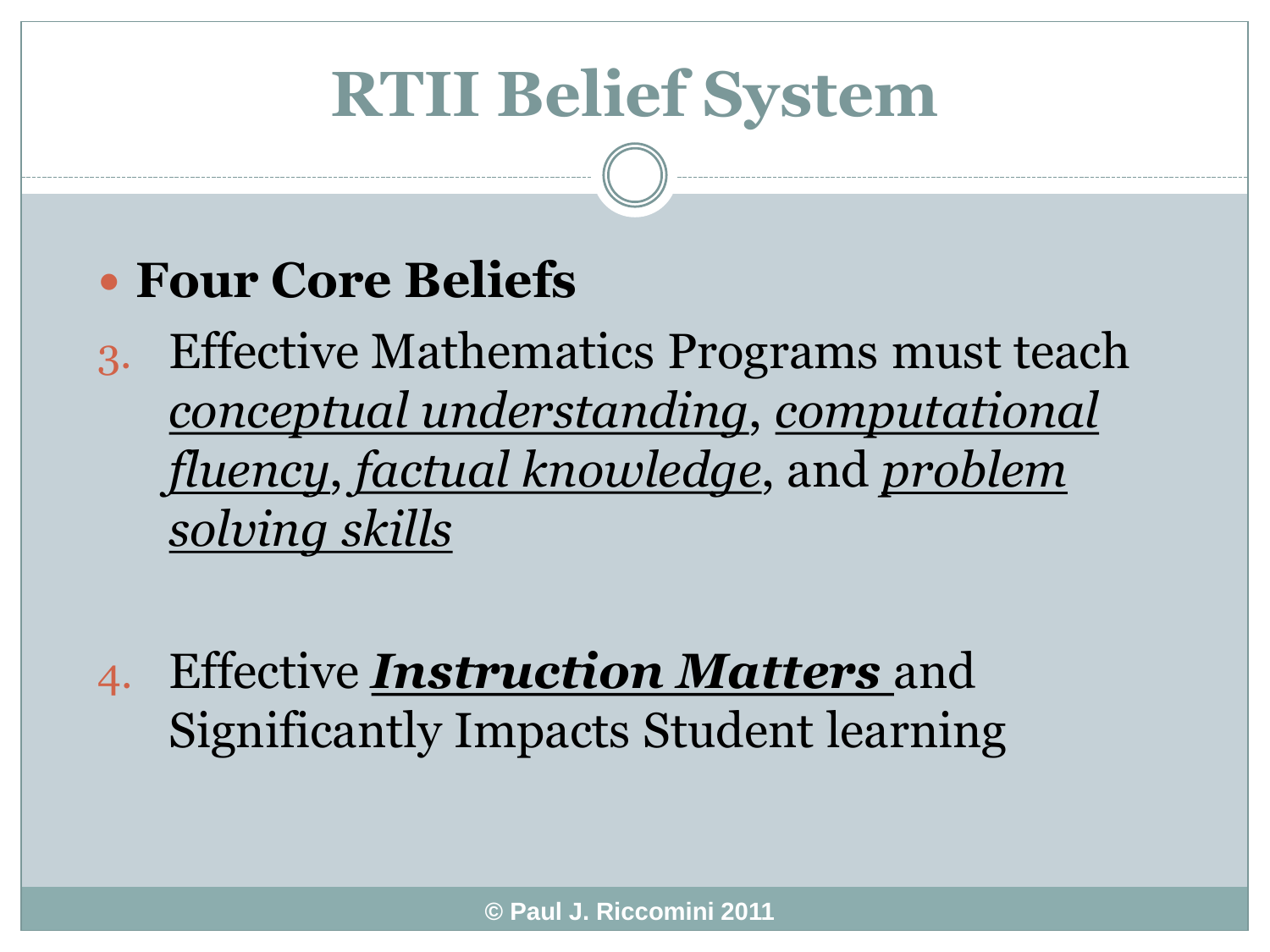# RTII Belief System

- **Four Core Beliefs**

3. Effective Mathematics Programs must teach *conceptual understanding*, *computational fluency*, *factual knowledge*, and *problem solving skills*

4. Effective ***Instruction Matters*** and Significantly Impacts Student learning

© Paul J. Riccomini 2011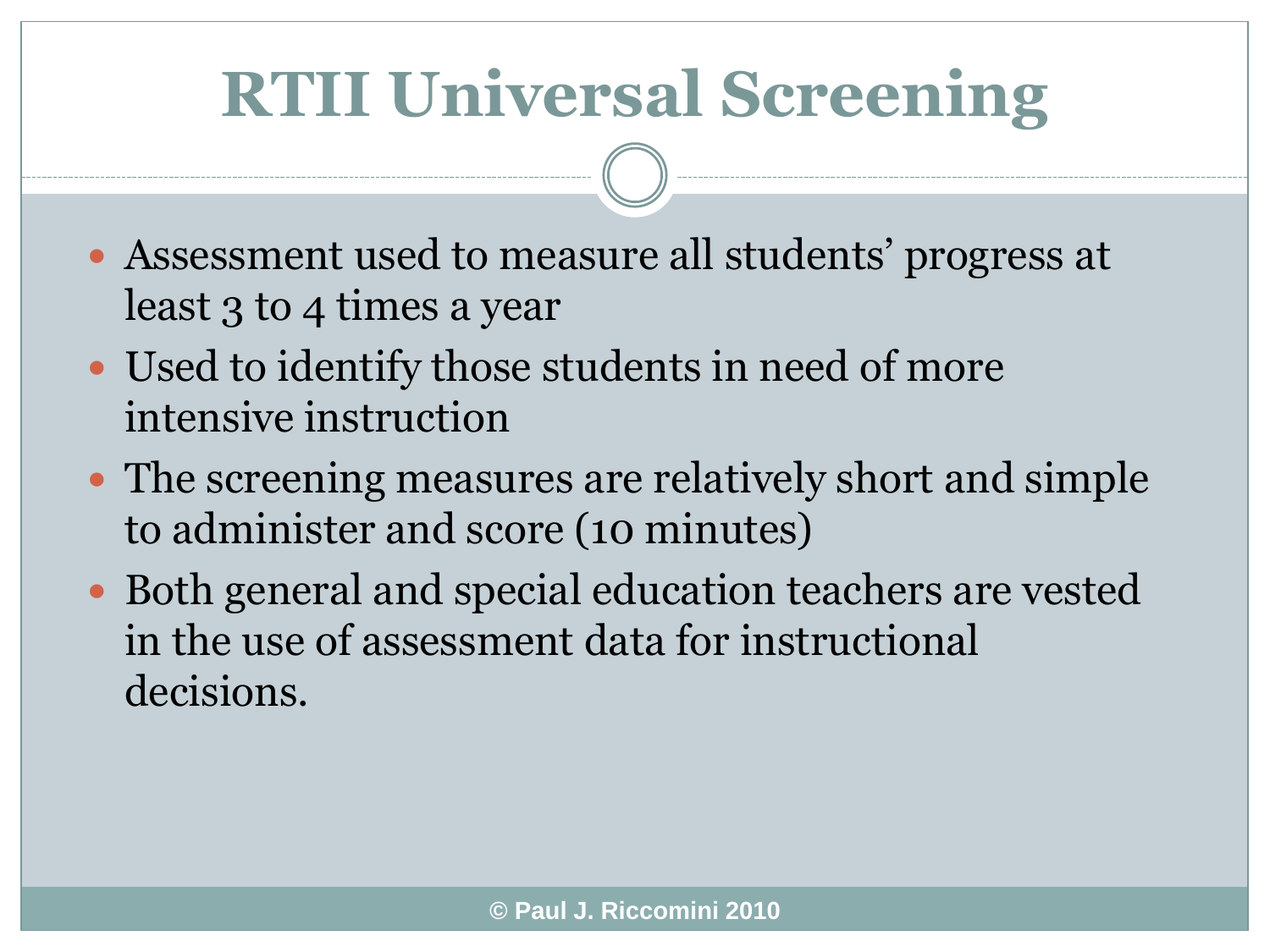# RTII Universal Screening

- Assessment used to measure all students' progress at least 3 to 4 times a year
- Used to identify those students in need of more intensive instruction
- The screening measures are relatively short and simple to administer and score (10 minutes)
- Both general and special education teachers are vested in the use of assessment data for instructional decisions.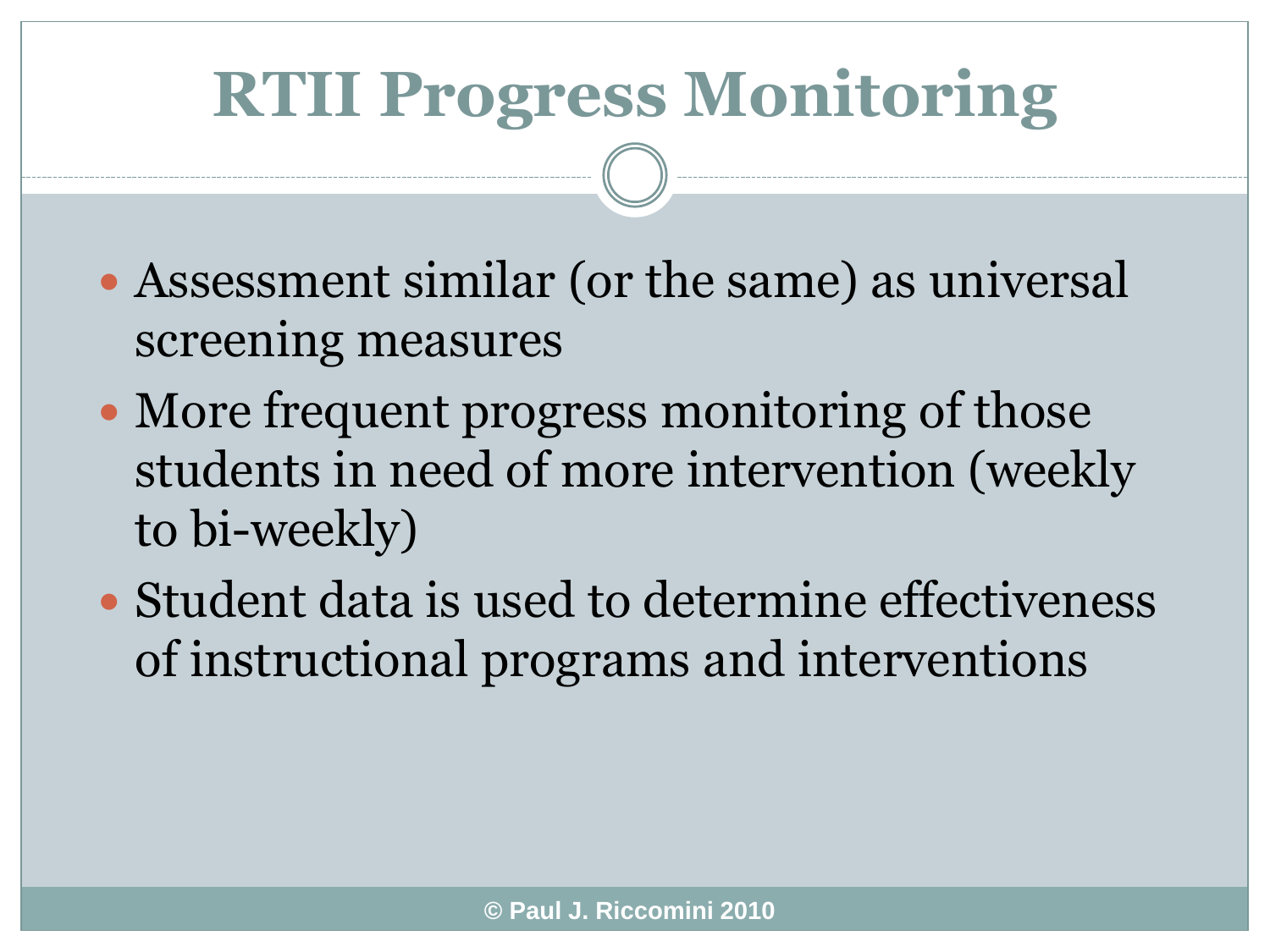# RTII Progress Monitoring

- Assessment similar (or the same) as universal screening measures
- More frequent progress monitoring of those students in need of more intervention (weekly to bi-weekly)
- Student data is used to determine effectiveness of instructional programs and interventions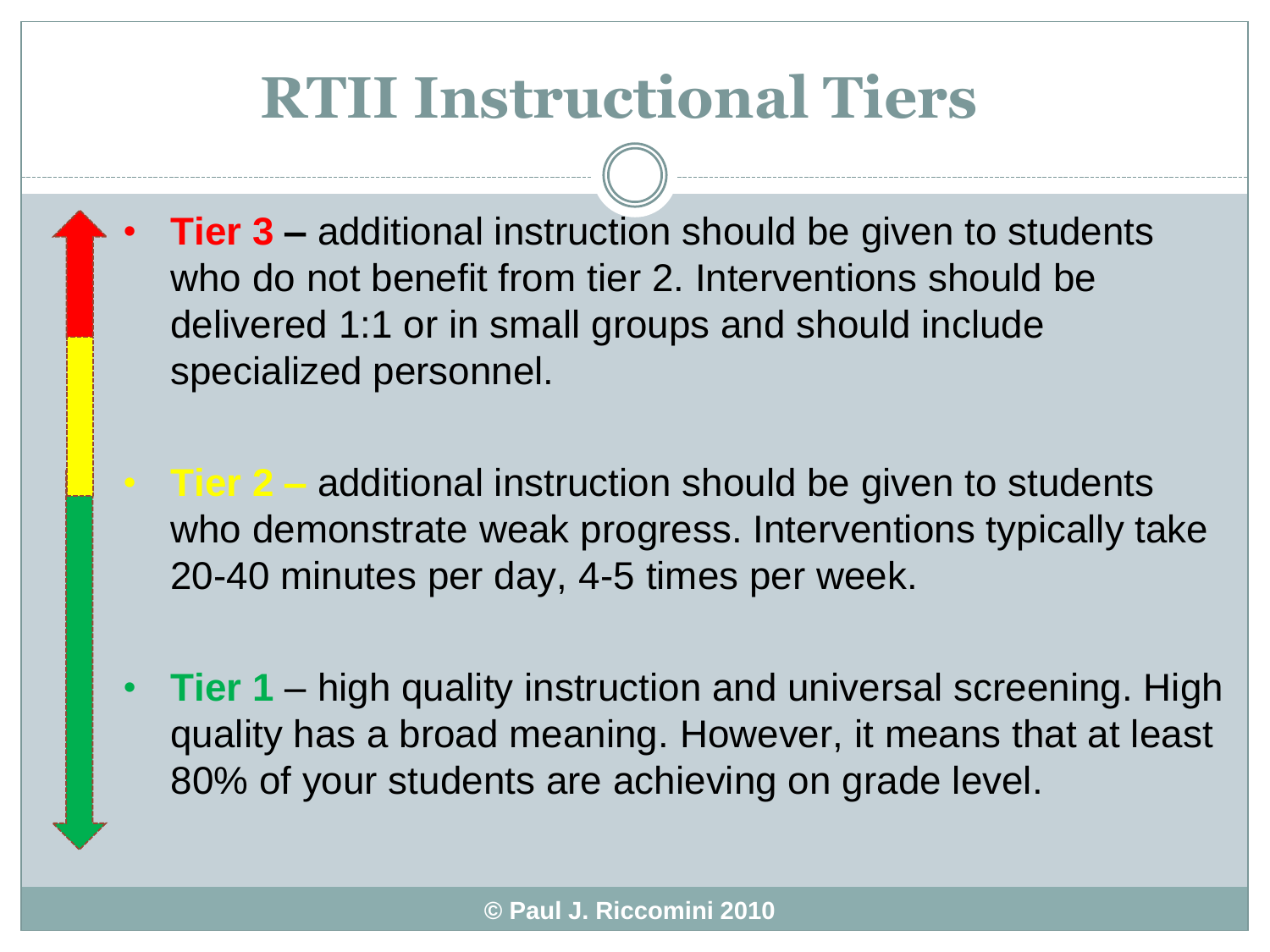# RTII Instructional Tiers

- **Tier 3 –** additional instruction should be given to students who do not benefit from tier 2. Interventions should be delivered 1:1 or in small groups and should include specialized personnel.

- **Tier 2 –** additional instruction should be given to students who demonstrate weak progress. Interventions typically take 20-40 minutes per day, 4-5 times per week.

- **Tier 1** – high quality instruction and universal screening. High quality has a broad meaning. However, it means that at least 80% of your students are achieving on grade level.

© Paul J. Riccomini 2010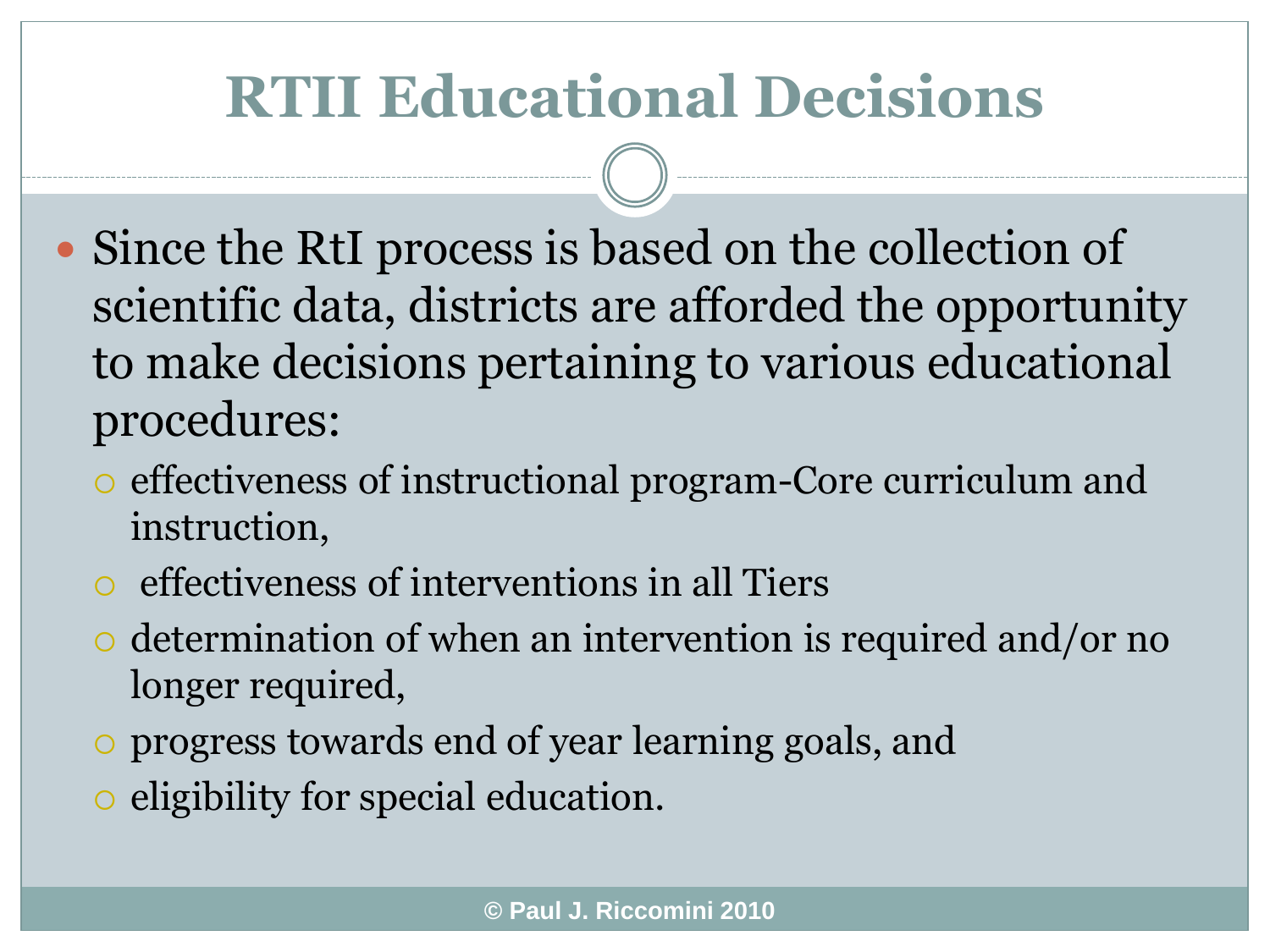# RTII Educational Decisions

- Since the RtI process is based on the collection of scientific data, districts are afforded the opportunity to make decisions pertaining to various educational procedures:
  - effectiveness of instructional program-Core curriculum and instruction,
  - effectiveness of interventions in all Tiers
  - determination of when an intervention is required and/or no longer required,
  - progress towards end of year learning goals, and
  - eligibility for special education.

© Paul J. Riccomini 2010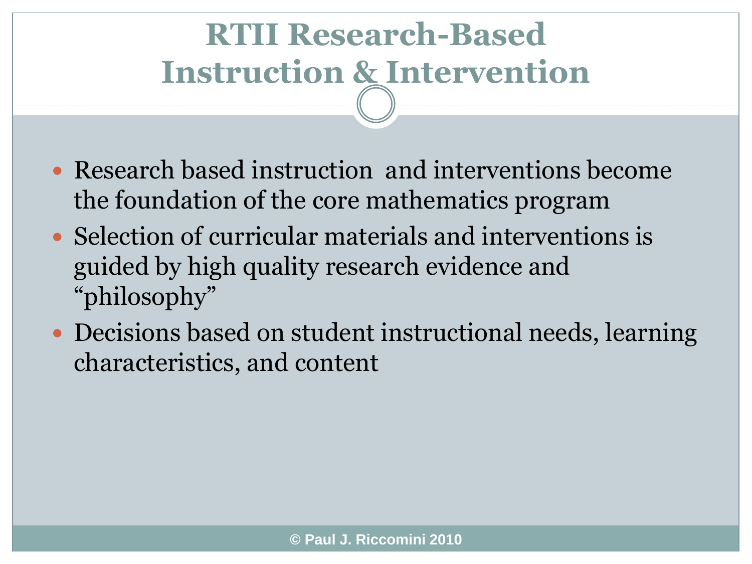# RTII Research-Based Instruction & Intervention

- Research based instruction and interventions become the foundation of the core mathematics program
- Selection of curricular materials and interventions is guided by high quality research evidence and "philosophy"
- Decisions based on student instructional needs, learning characteristics, and content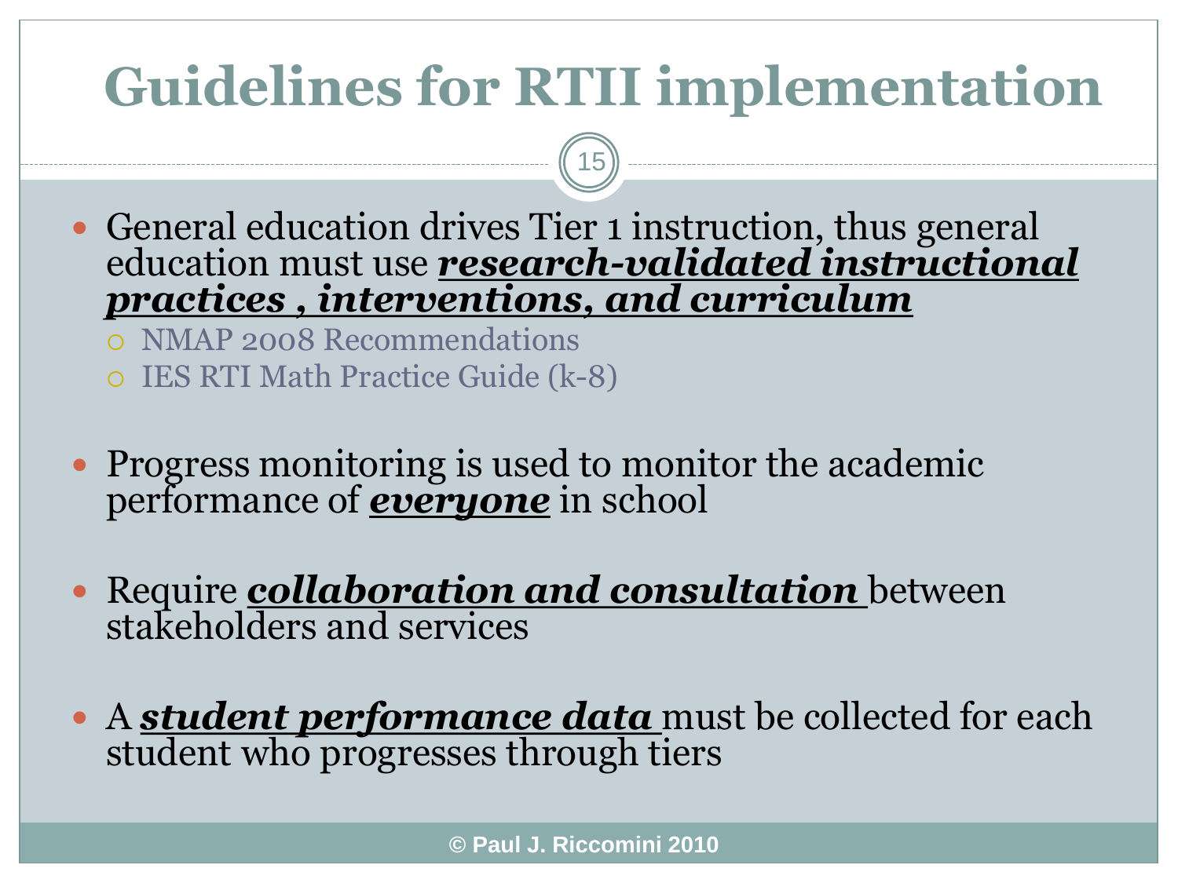# Guidelines for RTII implementation

- General education drives Tier 1 instruction, thus general education must use ***research-validated instructional practices , interventions, and curriculum***
  - NMAP 2008 Recommendations
  - IES RTI Math Practice Guide (k-8)

- Progress monitoring is used to monitor the academic performance of ***everyone*** in school

- Require ***collaboration and consultation*** between stakeholders and services

- A ***student performance data*** must be collected for each student who progresses through tiers

© Paul J. Riccomini 2010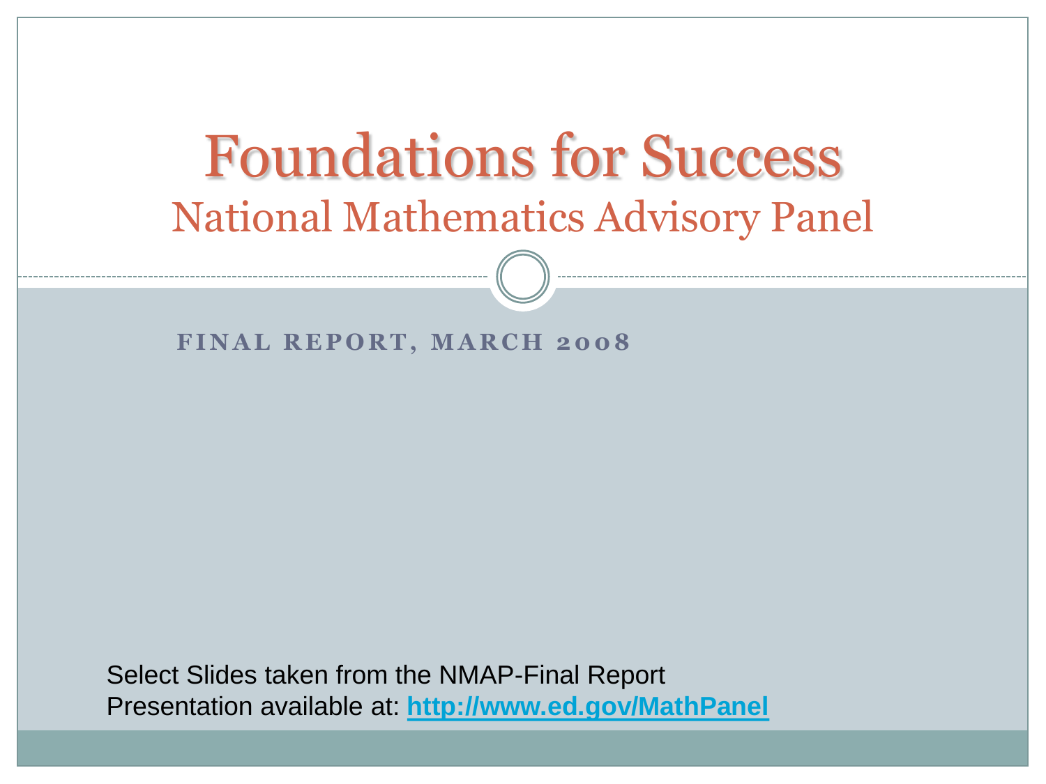# Foundations for Success

## National Mathematics Advisory Panel

**FINAL REPORT, MARCH 2008**

Select Slides taken from the NMAP-Final Report Presentation available at: **http://www.ed.gov/MathPanel**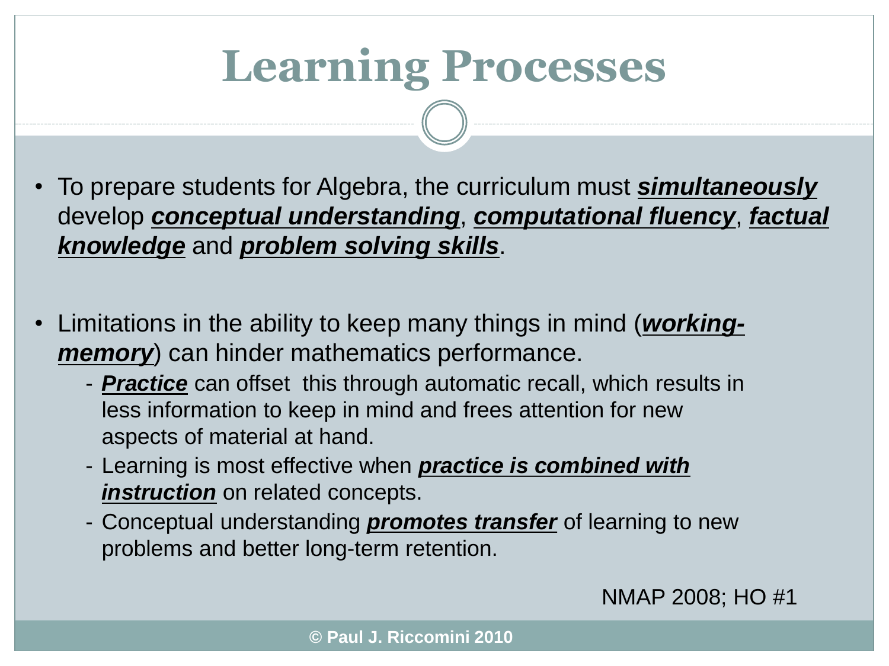# Learning Processes

- To prepare students for Algebra, the curriculum must ***simultaneously*** develop ***conceptual understanding***, ***computational fluency***, ***factual knowledge*** and ***problem solving skills***.

- Limitations in the ability to keep many things in mind (***working-memory***) can hinder mathematics performance.
  - ***Practice*** can offset this through automatic recall, which results in less information to keep in mind and frees attention for new aspects of material at hand.
  - Learning is most effective when ***practice is combined with instruction*** on related concepts.
  - Conceptual understanding ***promotes transfer*** of learning to new problems and better long-term retention.

NMAP 2008; HO #1

© Paul J. Riccomini 2010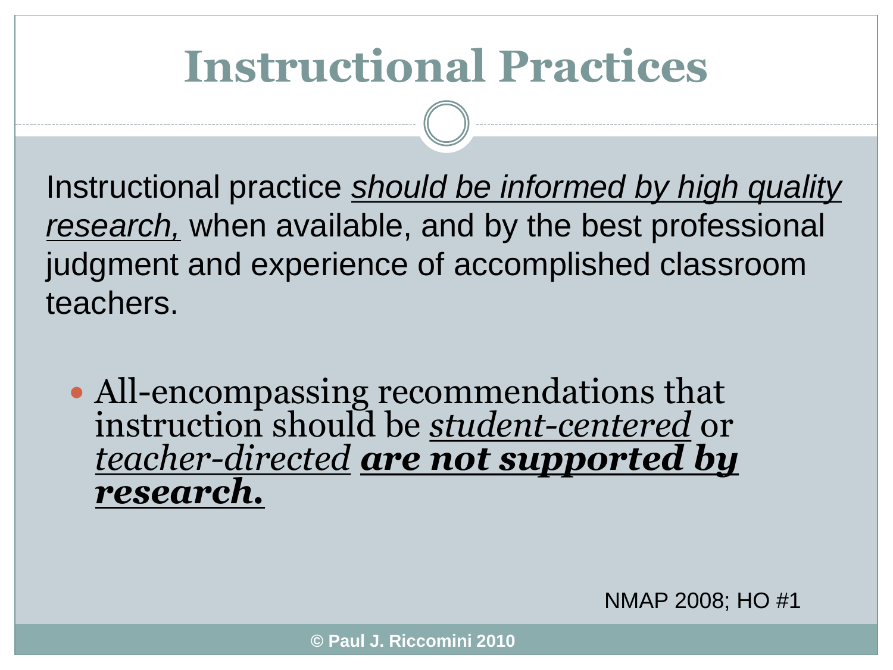# Instructional Practices

Instructional practice *should be informed by high quality research,* when available, and by the best professional judgment and experience of accomplished classroom teachers.

- All-encompassing recommendations that instruction should be *student-centered* or *teacher-directed* ***are not supported by research.***

NMAP 2008; HO #1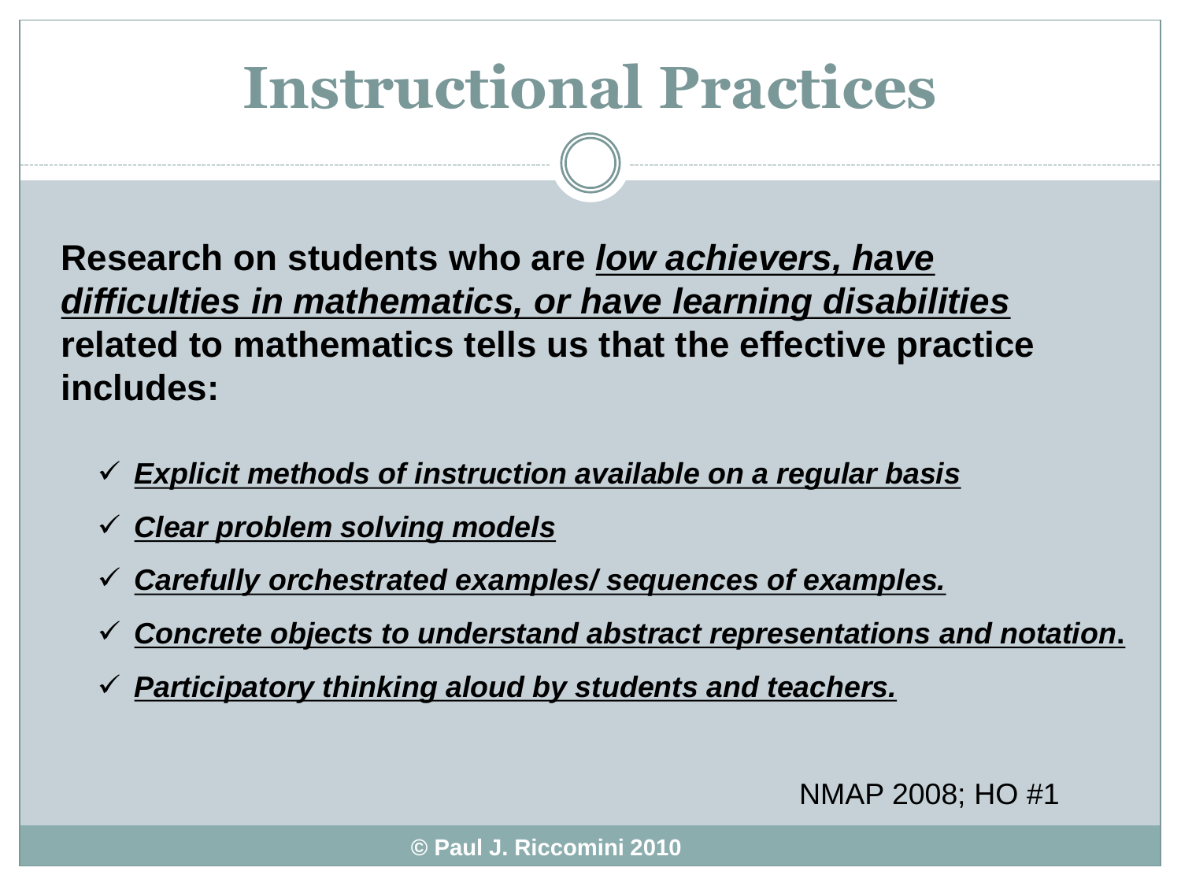# Instructional Practices

**Research on students who are *<u>low achievers, have difficulties in mathematics, or have learning disabilities</u>* related to mathematics tells us that the effective practice includes:**

- ✓ ***<u>Explicit methods of instruction available on a regular basis</u>***
- ✓ ***<u>Clear problem solving models</u>***
- ✓ ***<u>Carefully orchestrated examples/ sequences of examples.</u>***
- ✓ ***<u>Concrete objects to understand abstract representations and notation</u>*.**
- ✓ ***<u>Participatory thinking aloud by students and teachers.</u>***

NMAP 2008; HO #1

**© Paul J. Riccomini 2010**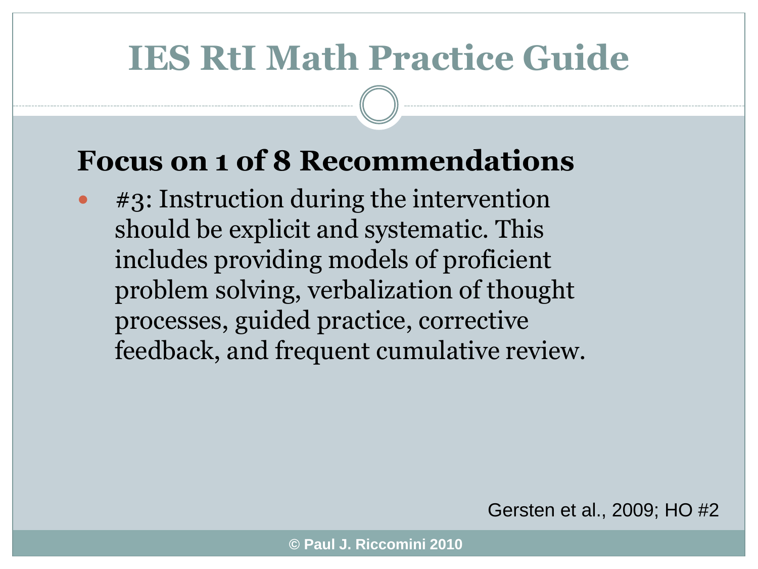# IES RtI Math Practice Guide

## Focus on 1 of 8 Recommendations

- #3: Instruction during the intervention should be explicit and systematic. This includes providing models of proficient problem solving, verbalization of thought processes, guided practice, corrective feedback, and frequent cumulative review.

Gersten et al., 2009; HO #2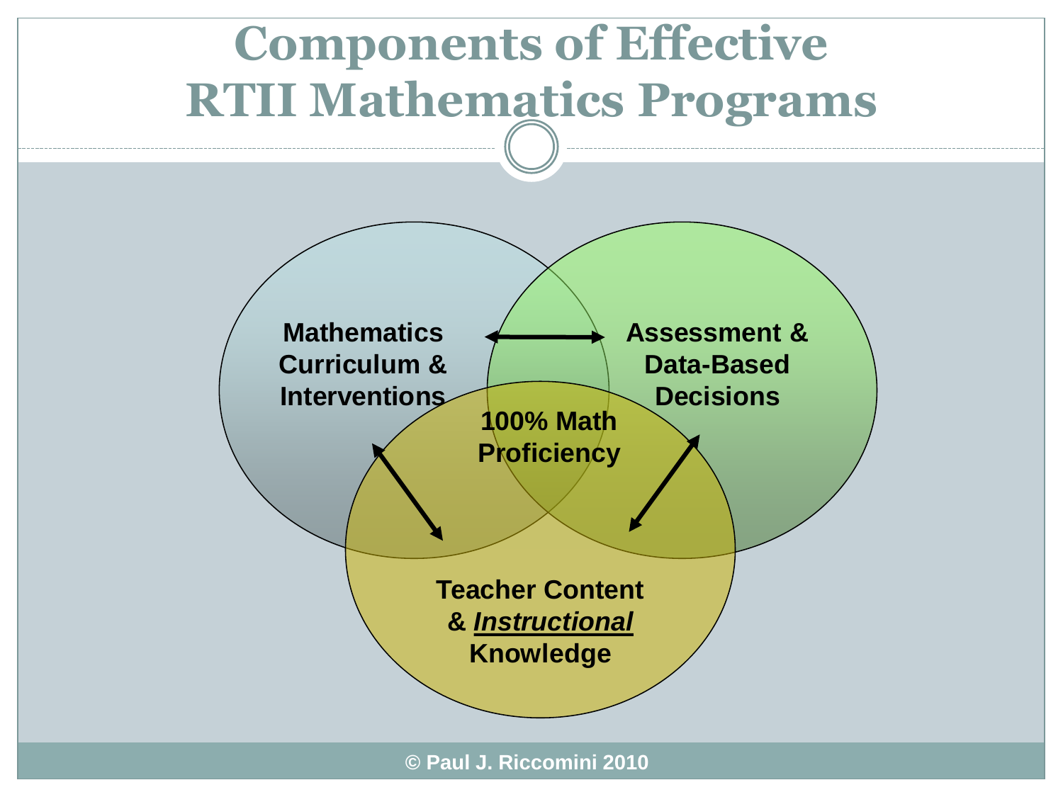# Components of Effective RTII Mathematics Programs

Mathematics Curriculum & Interventions

Assessment & Data-Based Decisions

100% Math Proficiency

Teacher Content & ***Instructional*** Knowledge

© Paul J. Riccomini 2010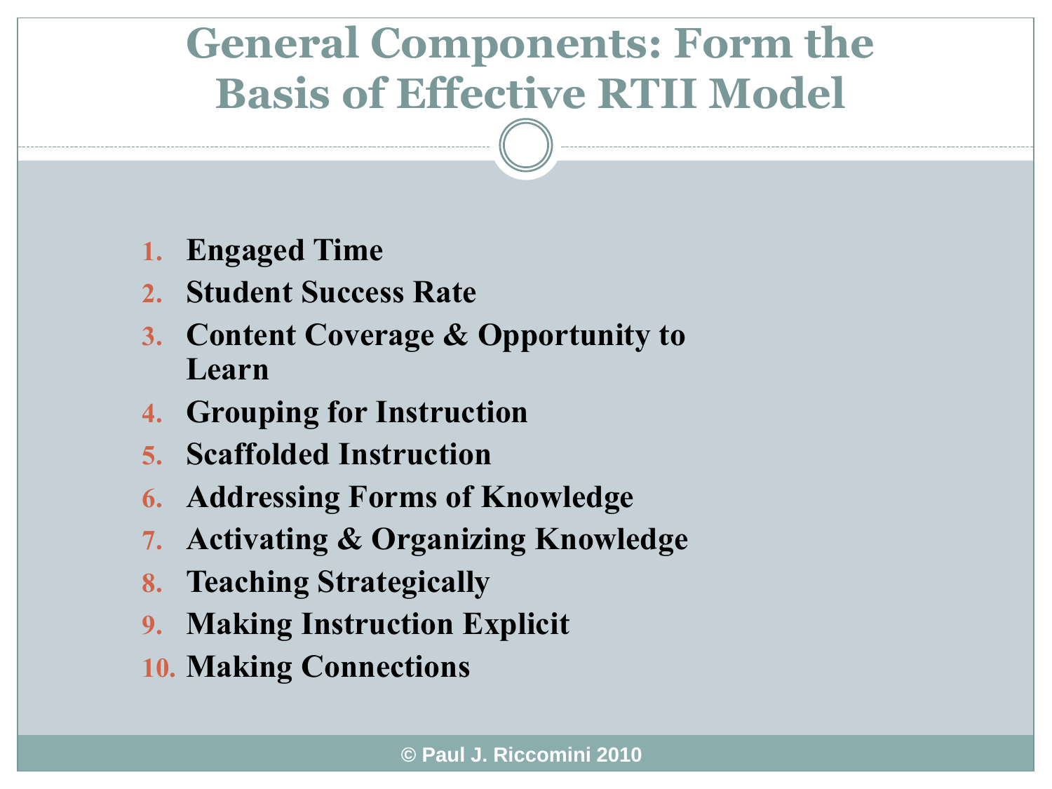# General Components: Form the Basis of Effective RTII Model

1. **Engaged Time**
2. **Student Success Rate**
3. **Content Coverage & Opportunity to Learn**
4. **Grouping for Instruction**
5. **Scaffolded Instruction**
6. **Addressing Forms of Knowledge**
7. **Activating & Organizing Knowledge**
8. **Teaching Strategically**
9. **Making Instruction Explicit**
10. **Making Connections**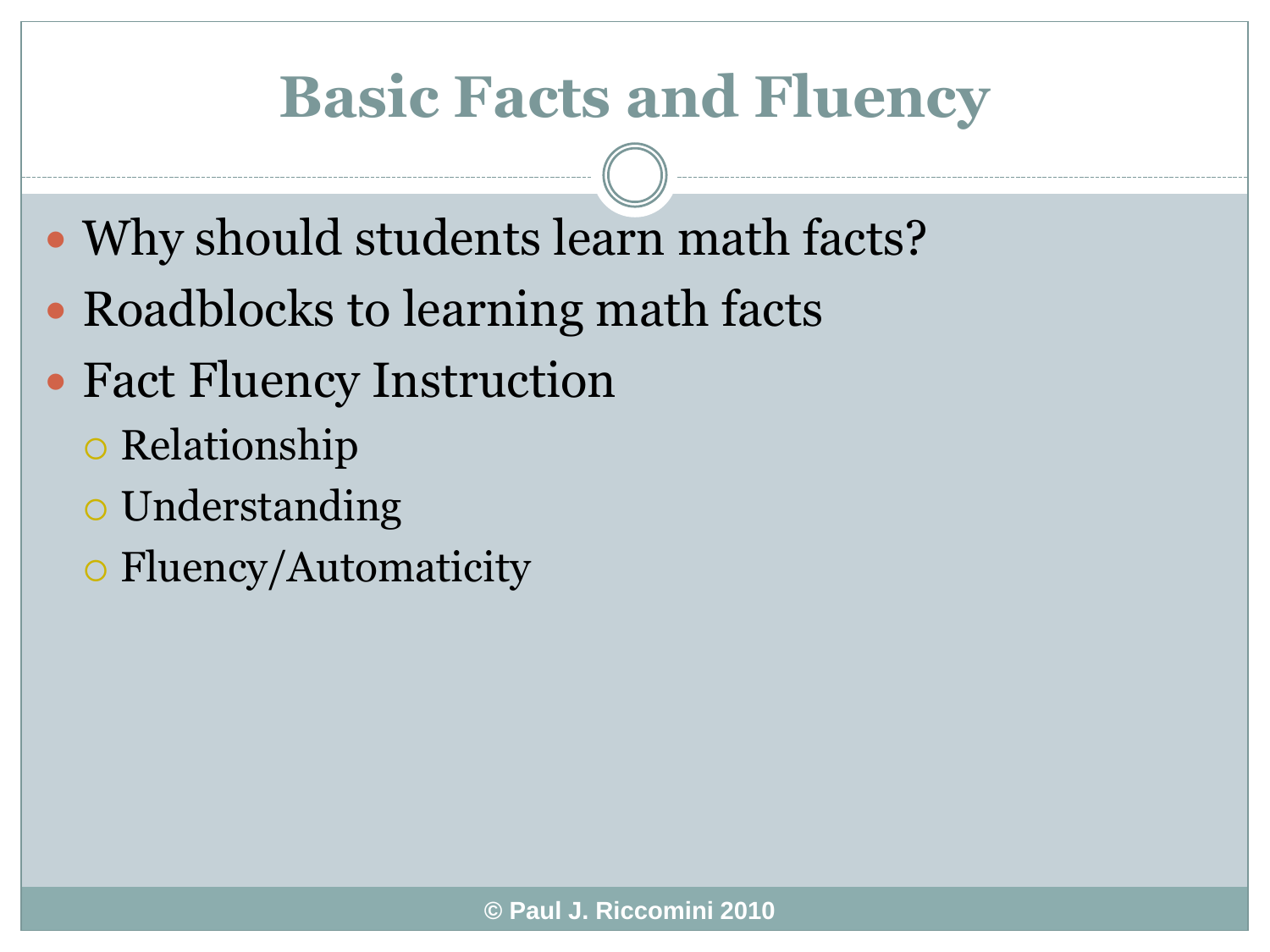# Basic Facts and Fluency

- Why should students learn math facts?
- Roadblocks to learning math facts
- Fact Fluency Instruction
  - Relationship
  - Understanding
  - Fluency/Automaticity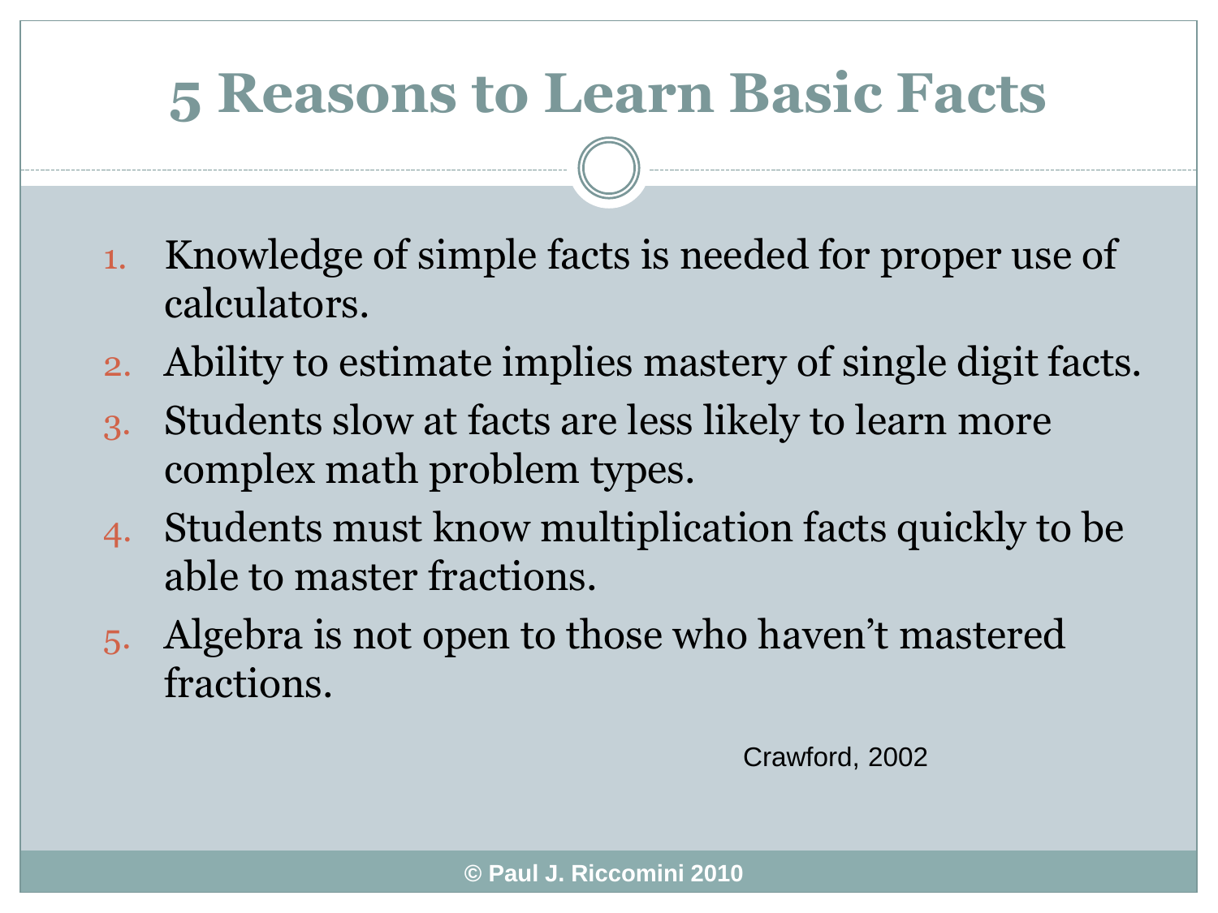# 5 Reasons to Learn Basic Facts

1. Knowledge of simple facts is needed for proper use of calculators.
2. Ability to estimate implies mastery of single digit facts.
3. Students slow at facts are less likely to learn more complex math problem types.
4. Students must know multiplication facts quickly to be able to master fractions.
5. Algebra is not open to those who haven't mastered fractions.

Crawford, 2002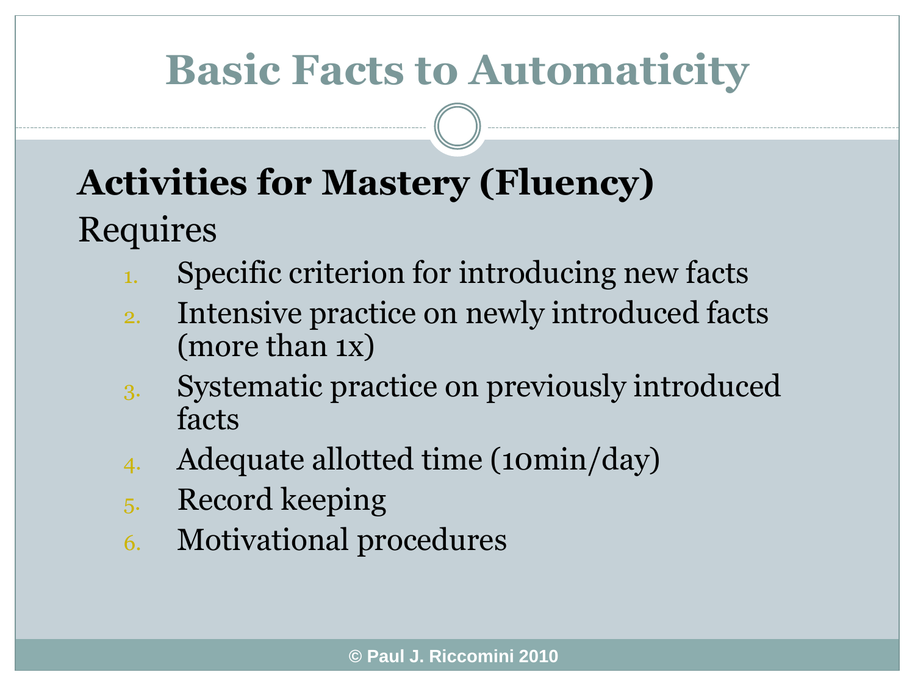# Basic Facts to Automaticity

## Activities for Mastery (Fluency)

Requires

1. Specific criterion for introducing new facts
2. Intensive practice on newly introduced facts (more than 1x)
3. Systematic practice on previously introduced facts
4. Adequate allotted time (10min/day)
5. Record keeping
6. Motivational procedures

© Paul J. Riccomini 2010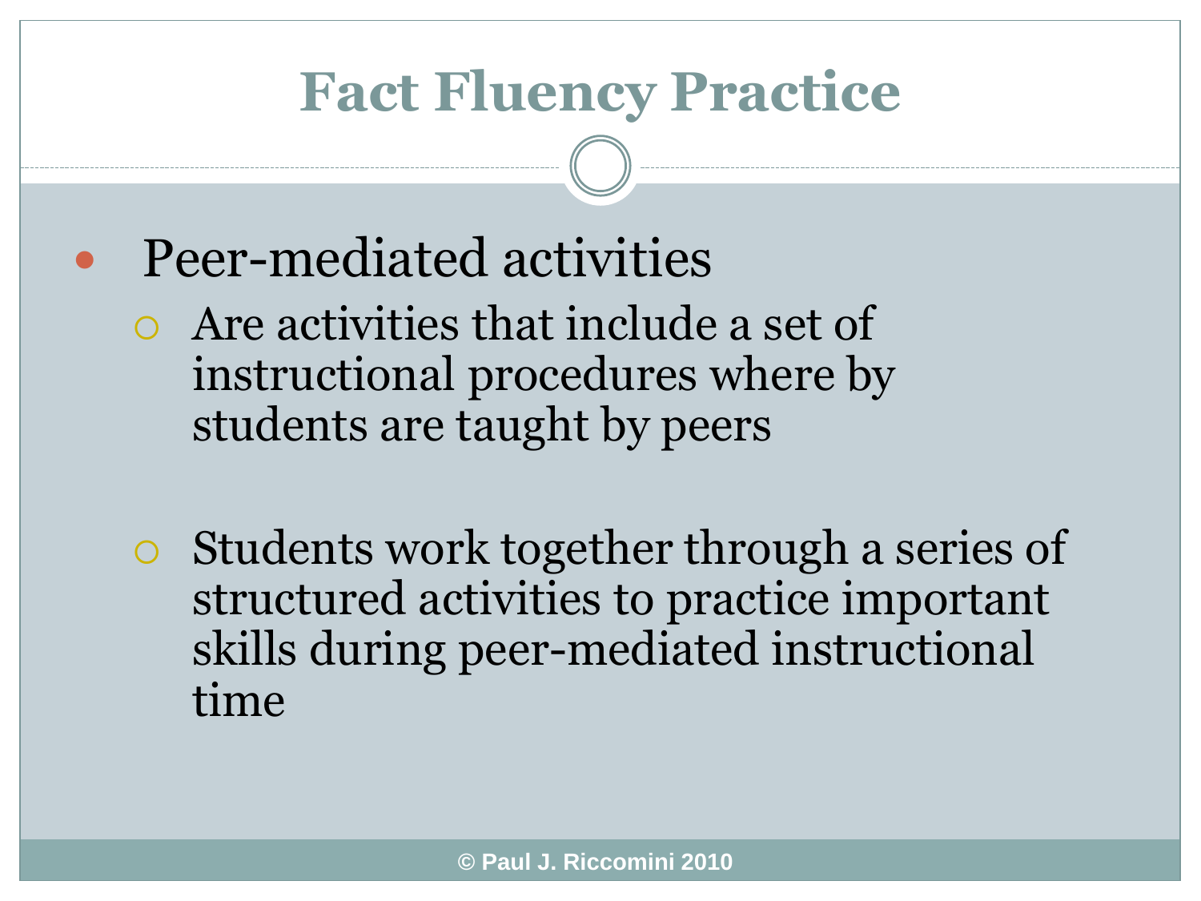# Fact Fluency Practice

- Peer-mediated activities
  - Are activities that include a set of instructional procedures where by students are taught by peers
  - Students work together through a series of structured activities to practice important skills during peer-mediated instructional time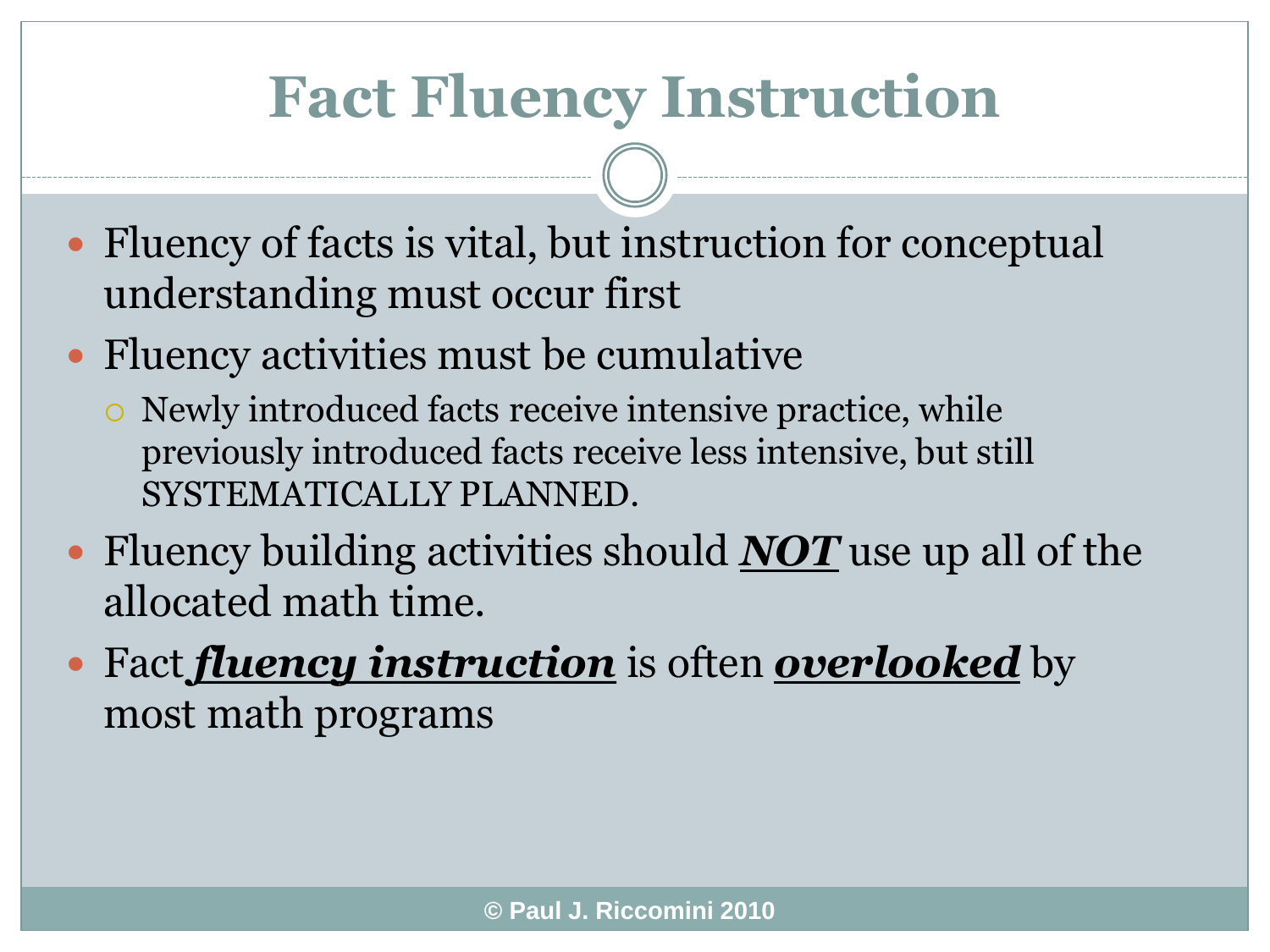# Fact Fluency Instruction

- Fluency of facts is vital, but instruction for conceptual understanding must occur first
- Fluency activities must be cumulative
  - Newly introduced facts receive intensive practice, while previously introduced facts receive less intensive, but still SYSTEMATICALLY PLANNED.
- Fluency building activities should ***NOT*** use up all of the allocated math time.
- Fact ***fluency instruction*** is often ***overlooked*** by most math programs

© Paul J. Riccomini 2010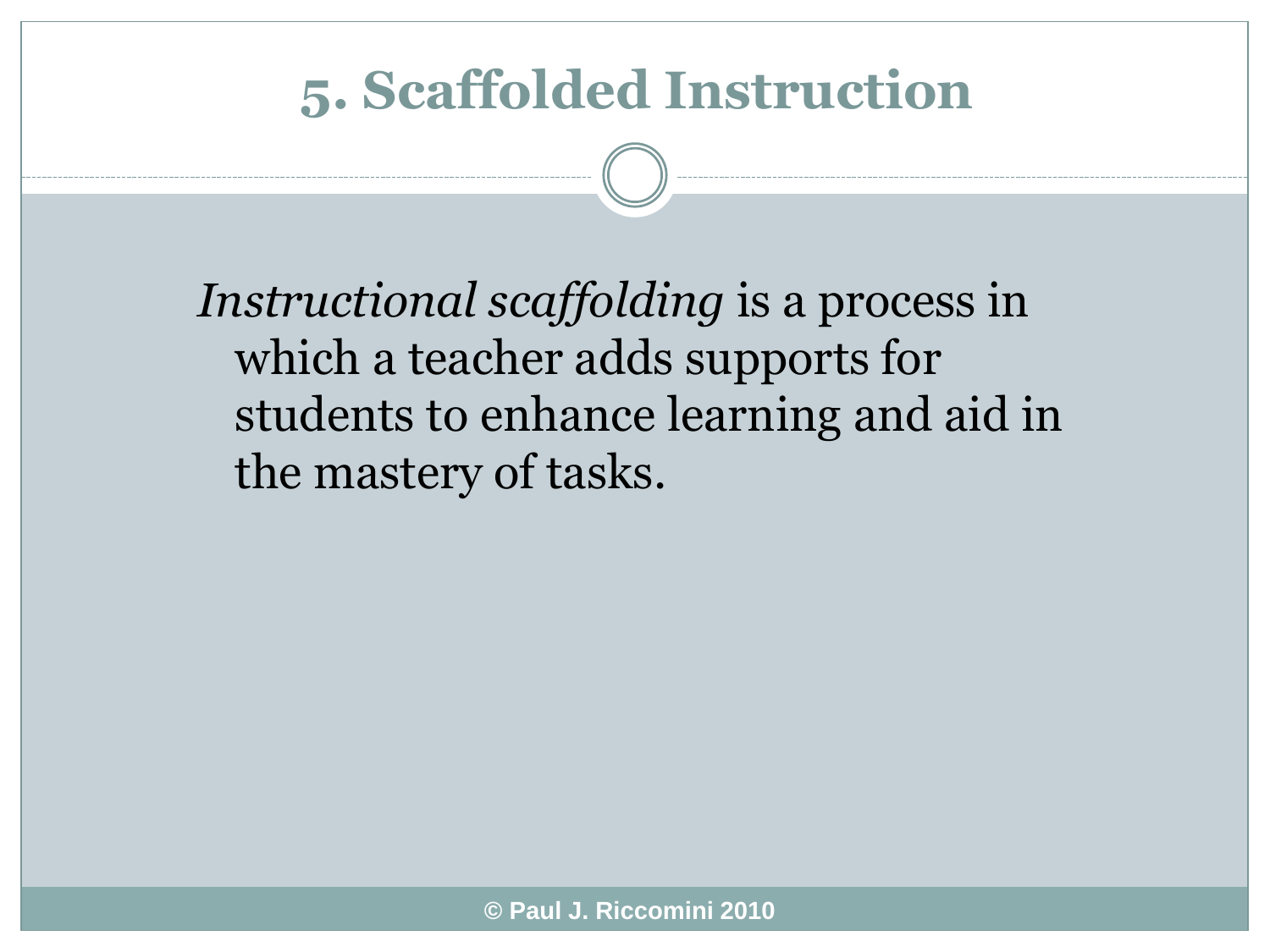# 5. Scaffolded Instruction

*Instructional scaffolding* is a process in which a teacher adds supports for students to enhance learning and aid in the mastery of tasks.

© Paul J. Riccomini 2010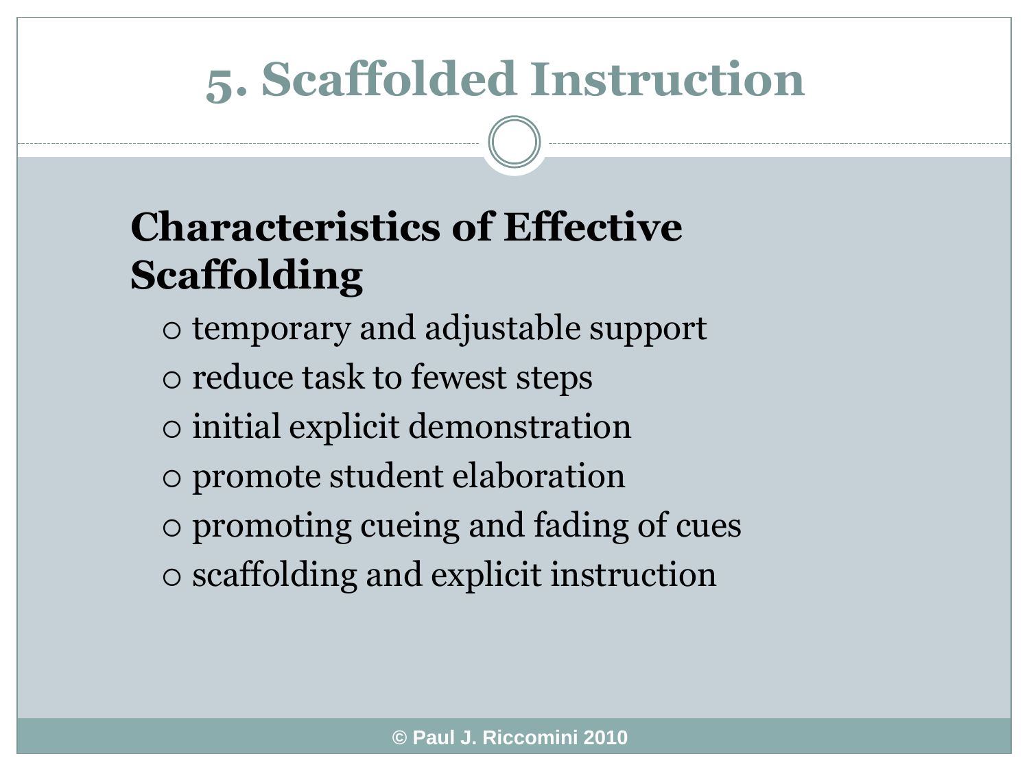# 5. Scaffolded Instruction

## Characteristics of Effective Scaffolding

- temporary and adjustable support
- reduce task to fewest steps
- initial explicit demonstration
- promote student elaboration
- promoting cueing and fading of cues
- scaffolding and explicit instruction

© Paul J. Riccomini 2010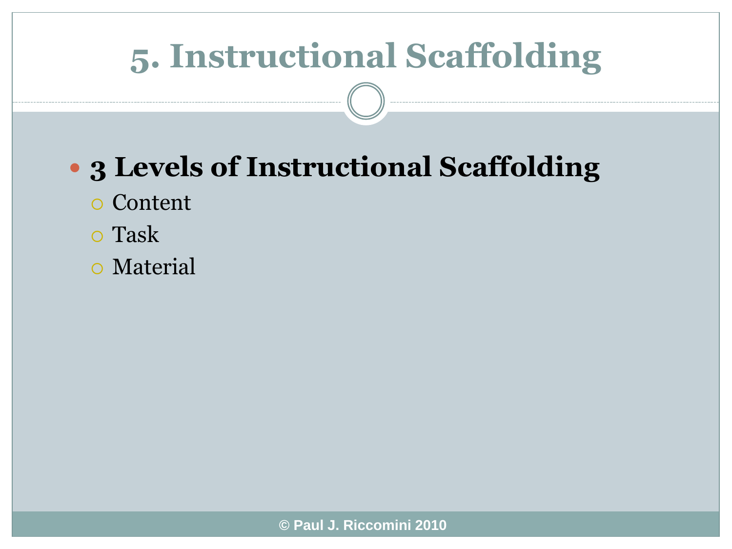# 5. Instructional Scaffolding

- **3 Levels of Instructional Scaffolding**
  - Content
  - Task
  - Material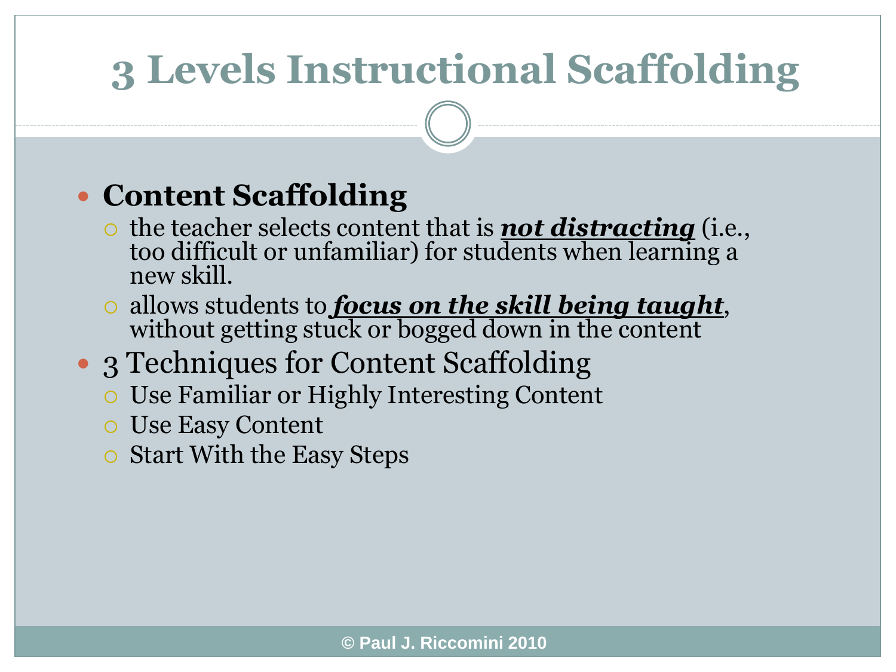# 3 Levels Instructional Scaffolding

- **Content Scaffolding**
  - the teacher selects content that is ***not distracting*** (i.e., too difficult or unfamiliar) for students when learning a new skill.
  - allows students to ***focus on the skill being taught***, without getting stuck or bogged down in the content
- 3 Techniques for Content Scaffolding
  - Use Familiar or Highly Interesting Content
  - Use Easy Content
  - Start With the Easy Steps

© Paul J. Riccomini 2010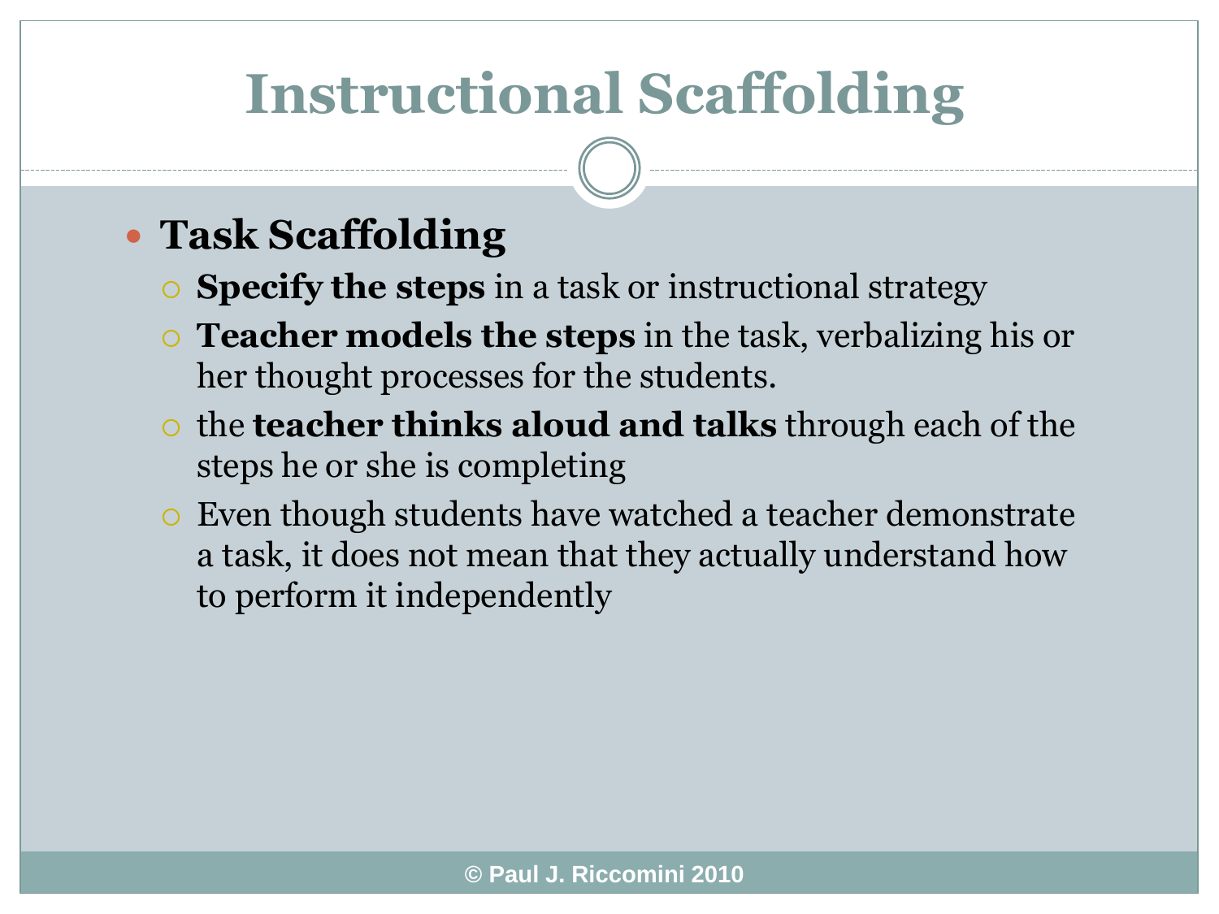# Instructional Scaffolding

- **Task Scaffolding**
  - **Specify the steps** in a task or instructional strategy
  - **Teacher models the steps** in the task, verbalizing his or her thought processes for the students.
  - the **teacher thinks aloud and talks** through each of the steps he or she is completing
  - Even though students have watched a teacher demonstrate a task, it does not mean that they actually understand how to perform it independently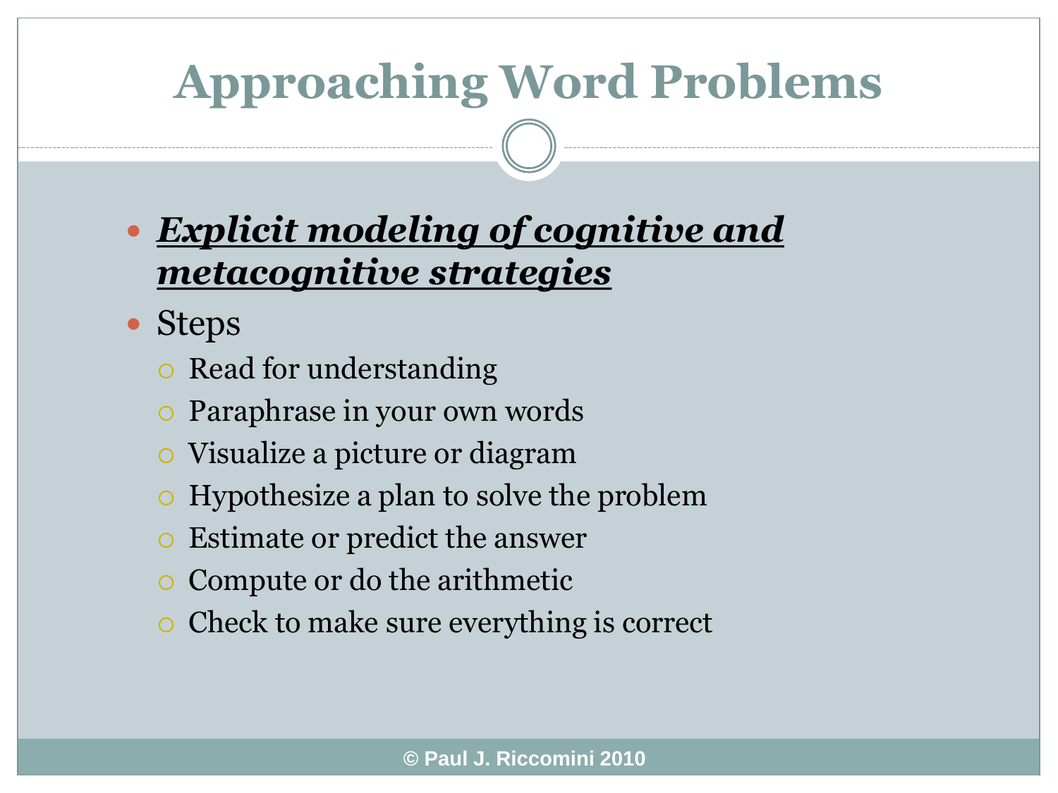# Approaching Word Problems

- ***Explicit modeling of cognitive and metacognitive strategies***
- Steps
  - Read for understanding
  - Paraphrase in your own words
  - Visualize a picture or diagram
  - Hypothesize a plan to solve the problem
  - Estimate or predict the answer
  - Compute or do the arithmetic
  - Check to make sure everything is correct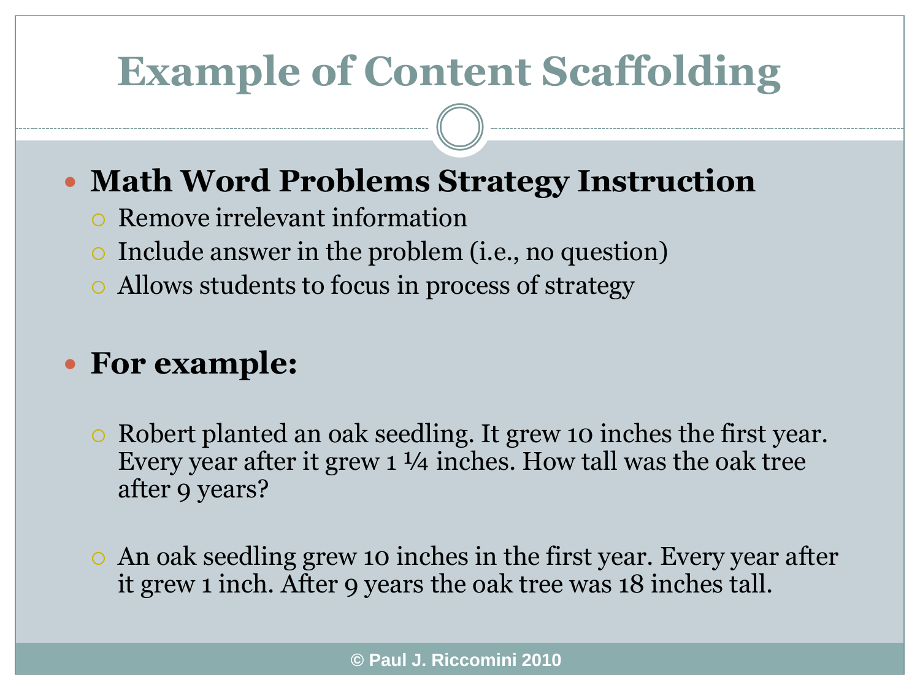# Example of Content Scaffolding

- **Math Word Problems Strategy Instruction**
  - Remove irrelevant information
  - Include answer in the problem (i.e., no question)
  - Allows students to focus in process of strategy

- **For example:**
  - Robert planted an oak seedling. It grew 10 inches the first year. Every year after it grew 1 ¼ inches. How tall was the oak tree after 9 years?
  - An oak seedling grew 10 inches in the first year. Every year after it grew 1 inch. After 9 years the oak tree was 18 inches tall.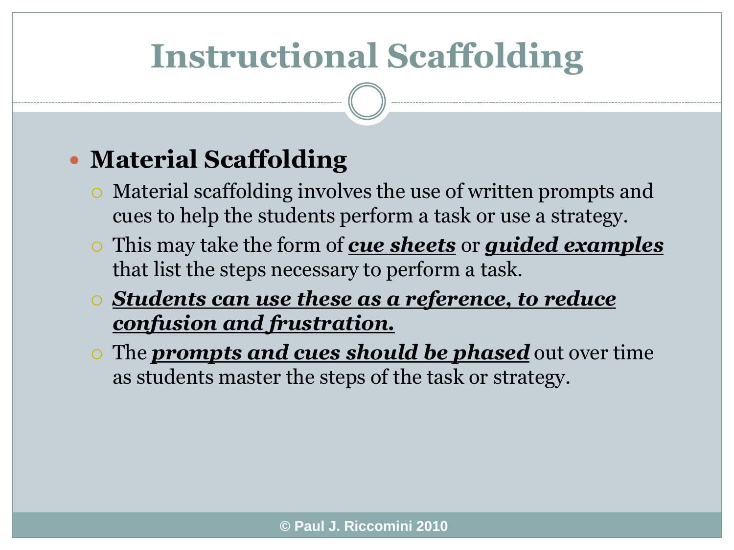# Instructional Scaffolding

- **Material Scaffolding**
  - Material scaffolding involves the use of written prompts and cues to help the students perform a task or use a strategy.
  - This may take the form of ***cue sheets*** or ***guided examples*** that list the steps necessary to perform a task.
  - ***Students can use these as a reference, to reduce confusion and frustration.***
  - The ***prompts and cues should be phased*** out over time as students master the steps of the task or strategy.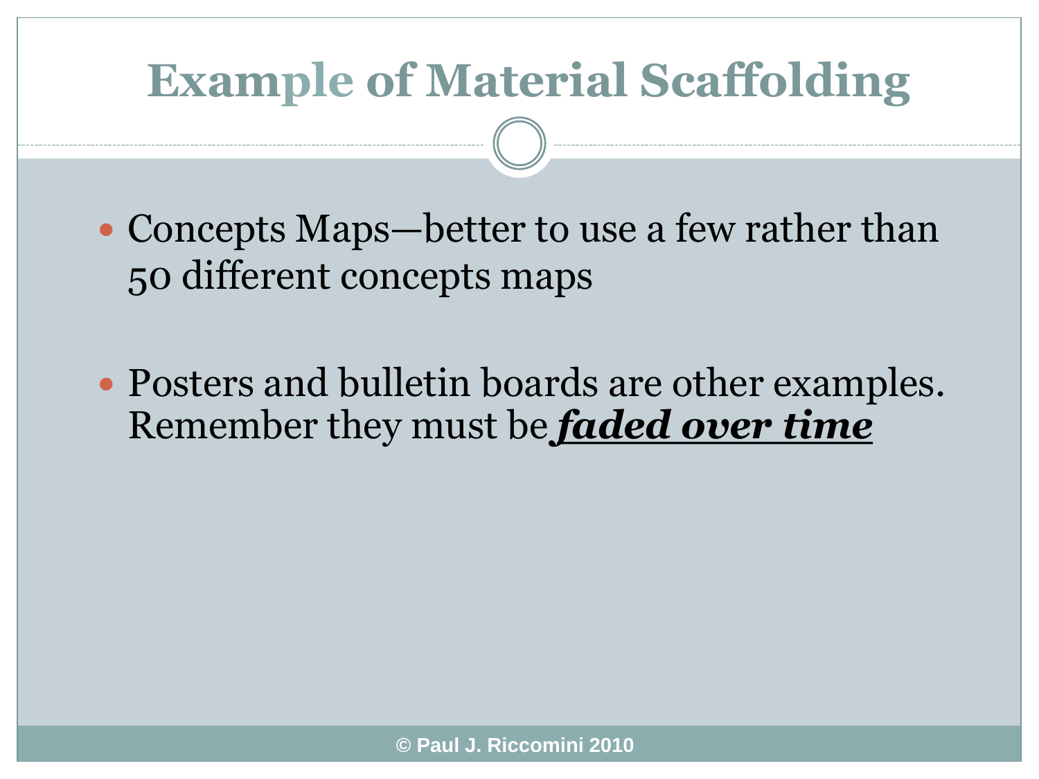# Example of Material Scaffolding

- Concepts Maps—better to use a few rather than 50 different concepts maps

- Posters and bulletin boards are other examples. Remember they must be ***faded over time***

© Paul J. Riccomini 2010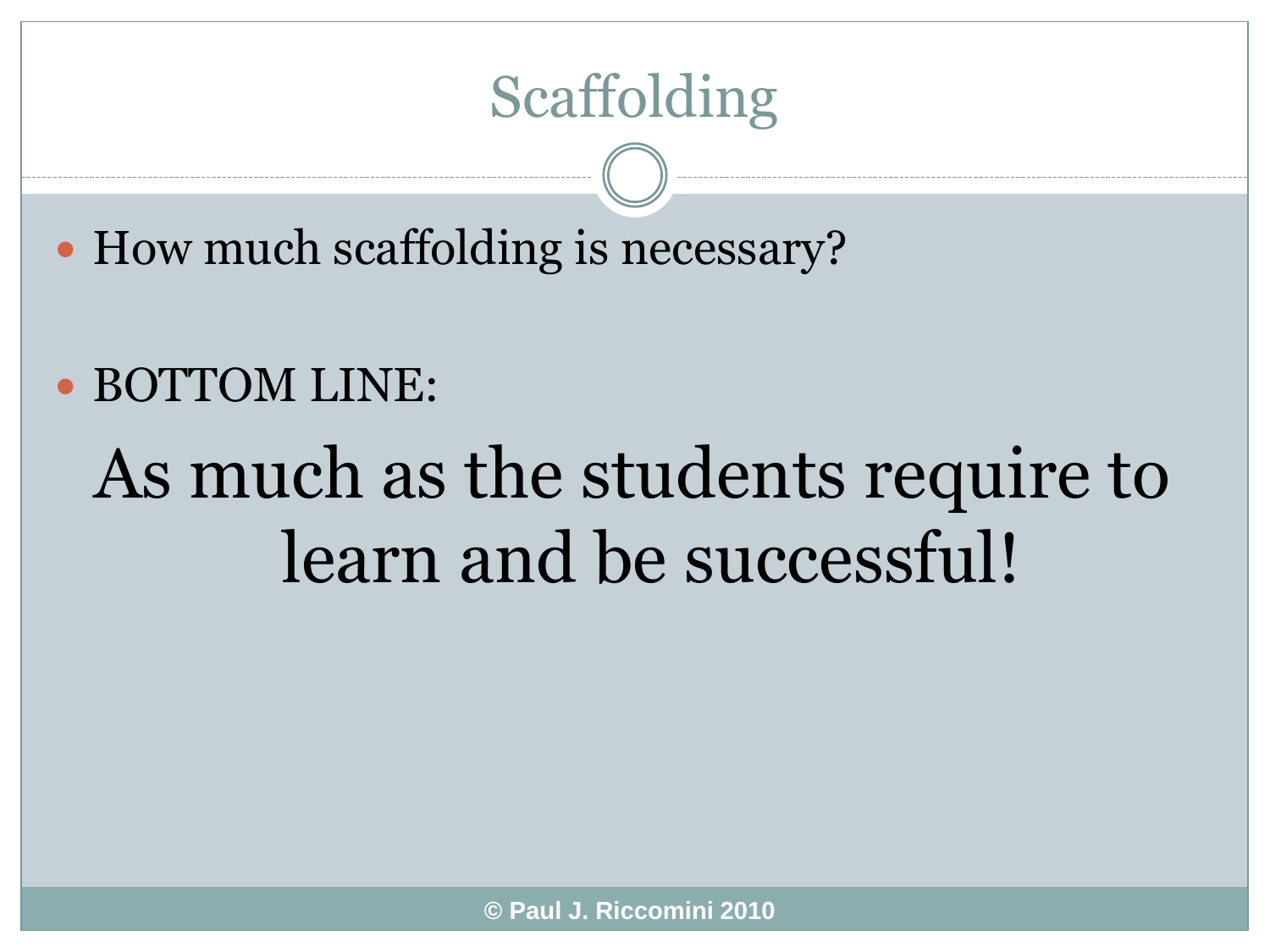# Scaffolding

- How much scaffolding is necessary?
- BOTTOM LINE:

As much as the students require to learn and be successful!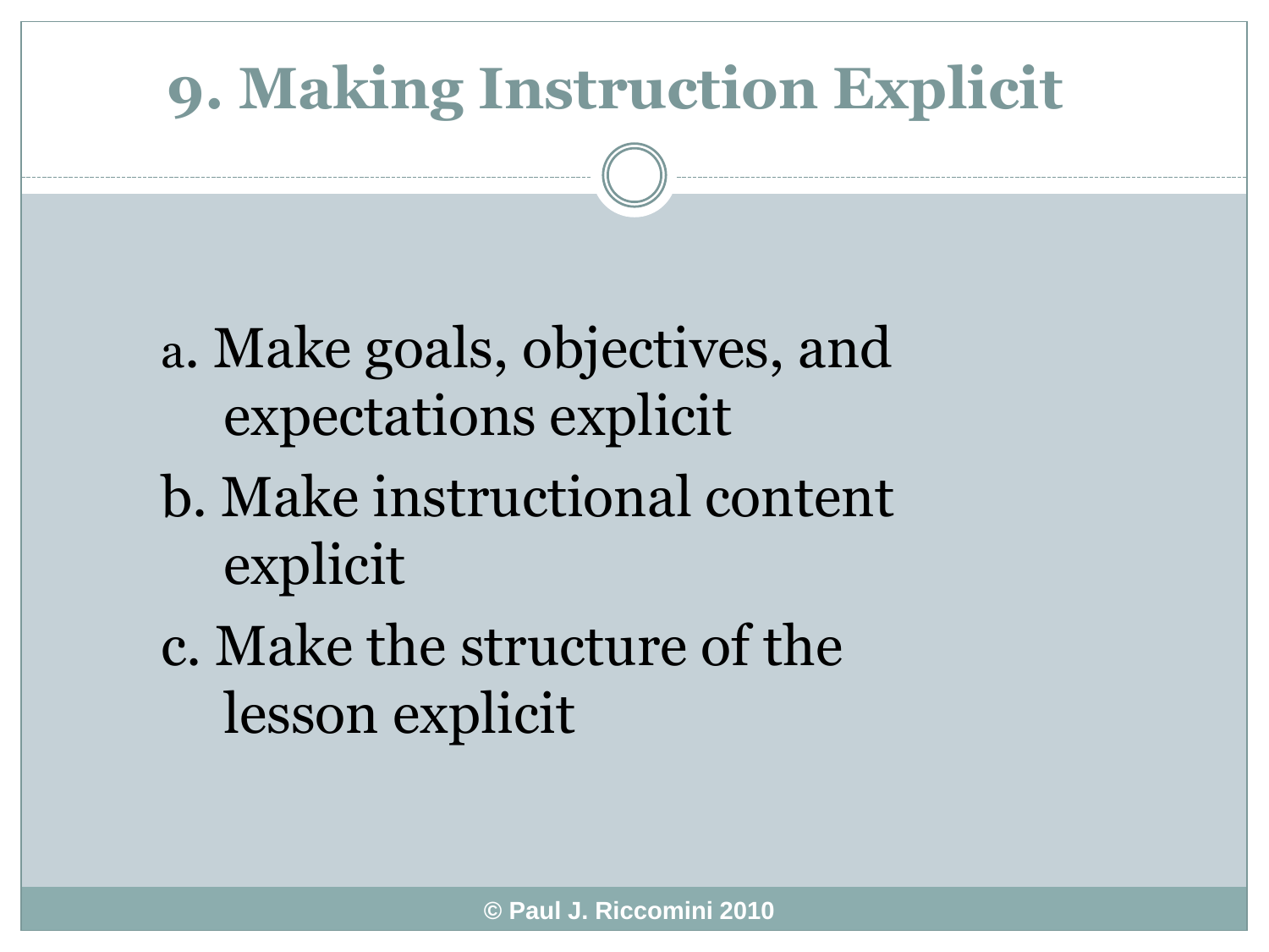# 9. Making Instruction Explicit

a. Make goals, objectives, and expectations explicit

b. Make instructional content explicit

c. Make the structure of the lesson explicit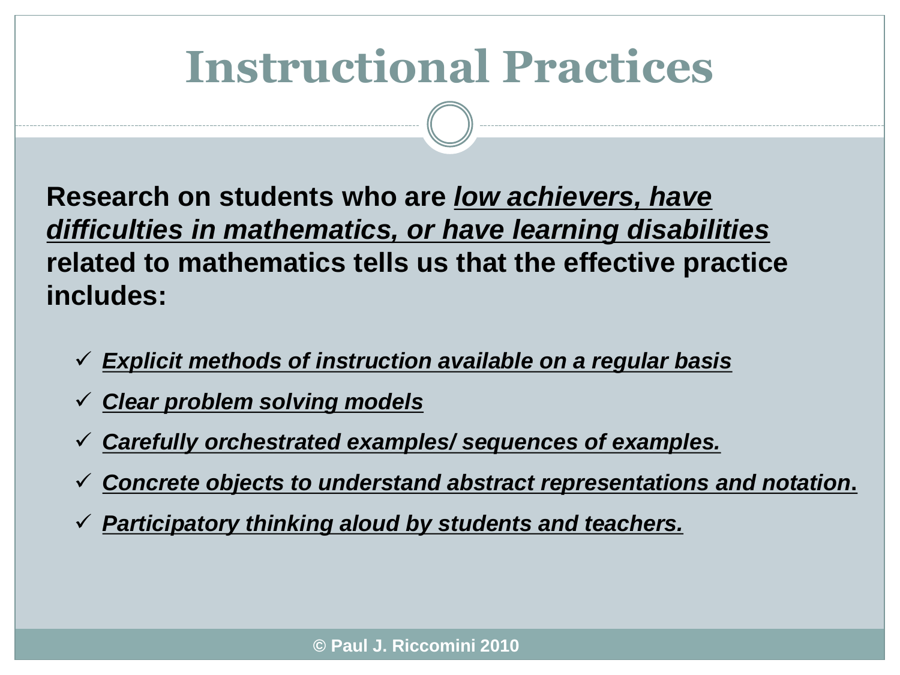# Instructional Practices

**Research on students who are *low achievers, have difficulties in mathematics, or have learning disabilities* related to mathematics tells us that the effective practice includes:**

- ✓ ***Explicit methods of instruction available on a regular basis***
- ✓ ***Clear problem solving models***
- ✓ ***Carefully orchestrated examples/ sequences of examples.***
- ✓ ***Concrete objects to understand abstract representations and notation.***
- ✓ ***Participatory thinking aloud by students and teachers.***

**© Paul J. Riccomini 2010**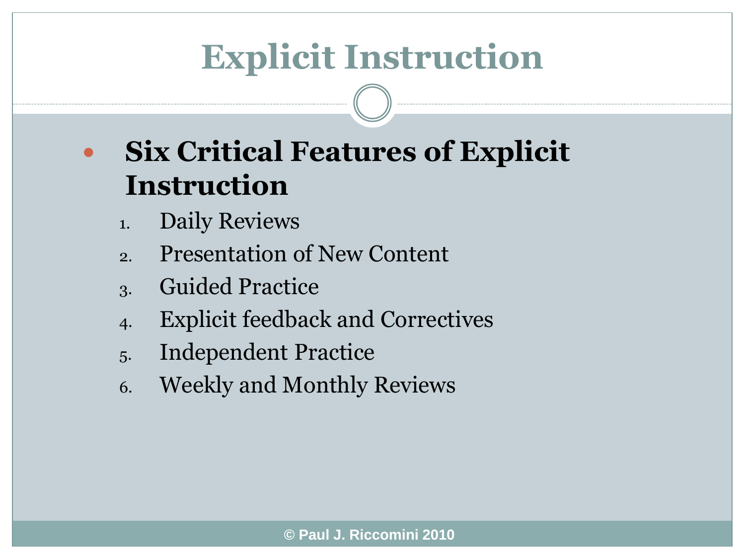# Explicit Instruction

- **Six Critical Features of Explicit Instruction**
  1. Daily Reviews
  2. Presentation of New Content
  3. Guided Practice
  4. Explicit feedback and Correctives
  5. Independent Practice
  6. Weekly and Monthly Reviews

© Paul J. Riccomini 2010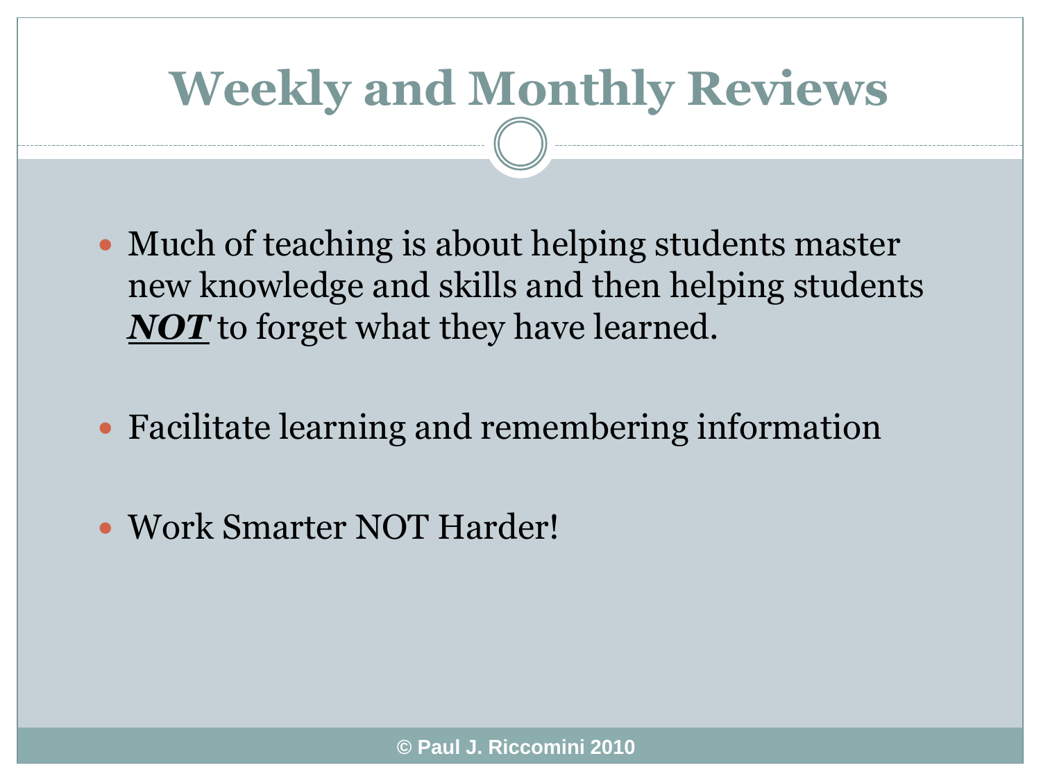# Weekly and Monthly Reviews

- Much of teaching is about helping students master new knowledge and skills and then helping students ***NOT*** to forget what they have learned.
- Facilitate learning and remembering information
- Work Smarter NOT Harder!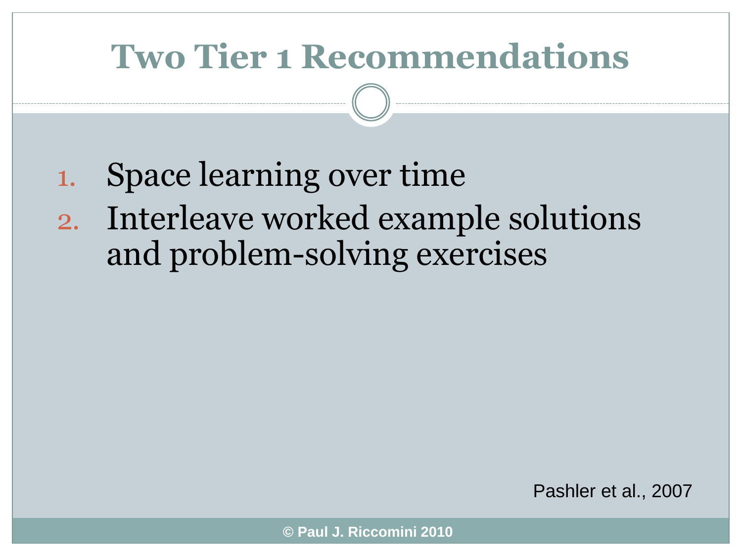# Two Tier 1 Recommendations

1. Space learning over time
2. Interleave worked example solutions and problem-solving exercises

Pashler et al., 2007

© Paul J. Riccomini 2010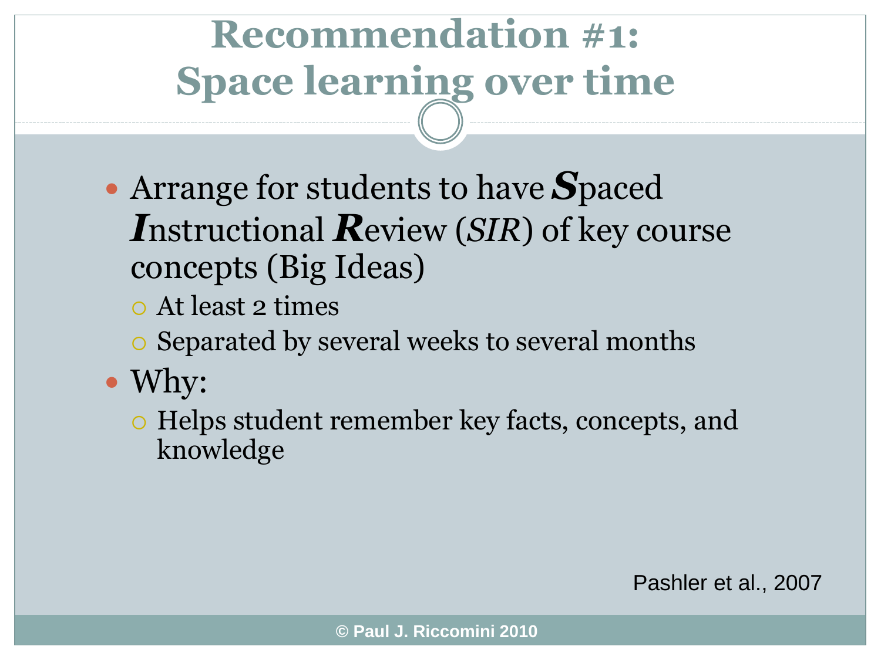# Recommendation #1: Space learning over time

- Arrange for students to have ***S***paced ***I***nstructional ***R***eview (*SIR*) of key course concepts (Big Ideas)
  - At least 2 times
  - Separated by several weeks to several months
- Why:
  - Helps student remember key facts, concepts, and knowledge

Pashler et al., 2007

© Paul J. Riccomini 2010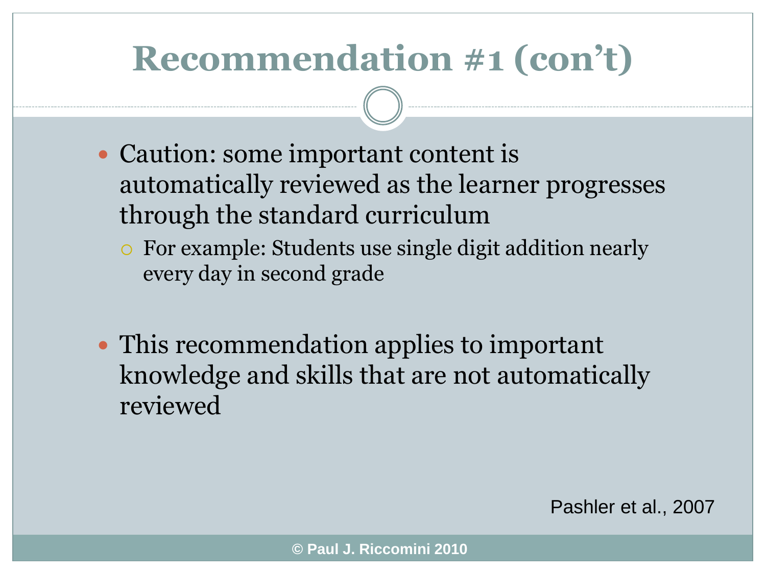# Recommendation #1 (con't)

- Caution: some important content is automatically reviewed as the learner progresses through the standard curriculum
  - For example: Students use single digit addition nearly every day in second grade

- This recommendation applies to important knowledge and skills that are not automatically reviewed

Pashler et al., 2007

© Paul J. Riccomini 2010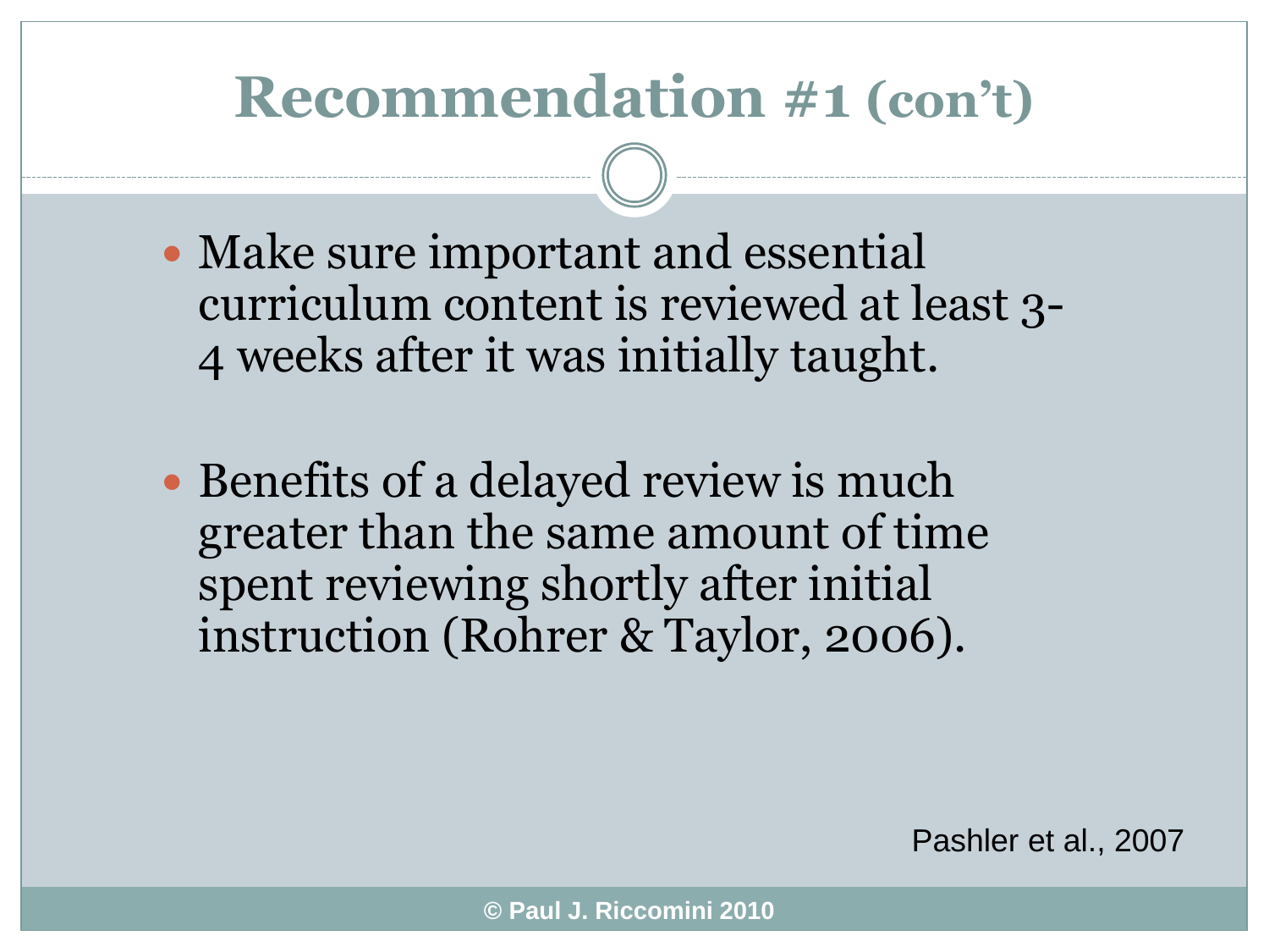# Recommendation #1 (con't)

- Make sure important and essential curriculum content is reviewed at least 3-4 weeks after it was initially taught.
- Benefits of a delayed review is much greater than the same amount of time spent reviewing shortly after initial instruction (Rohrer & Taylor, 2006).

Pashler et al., 2007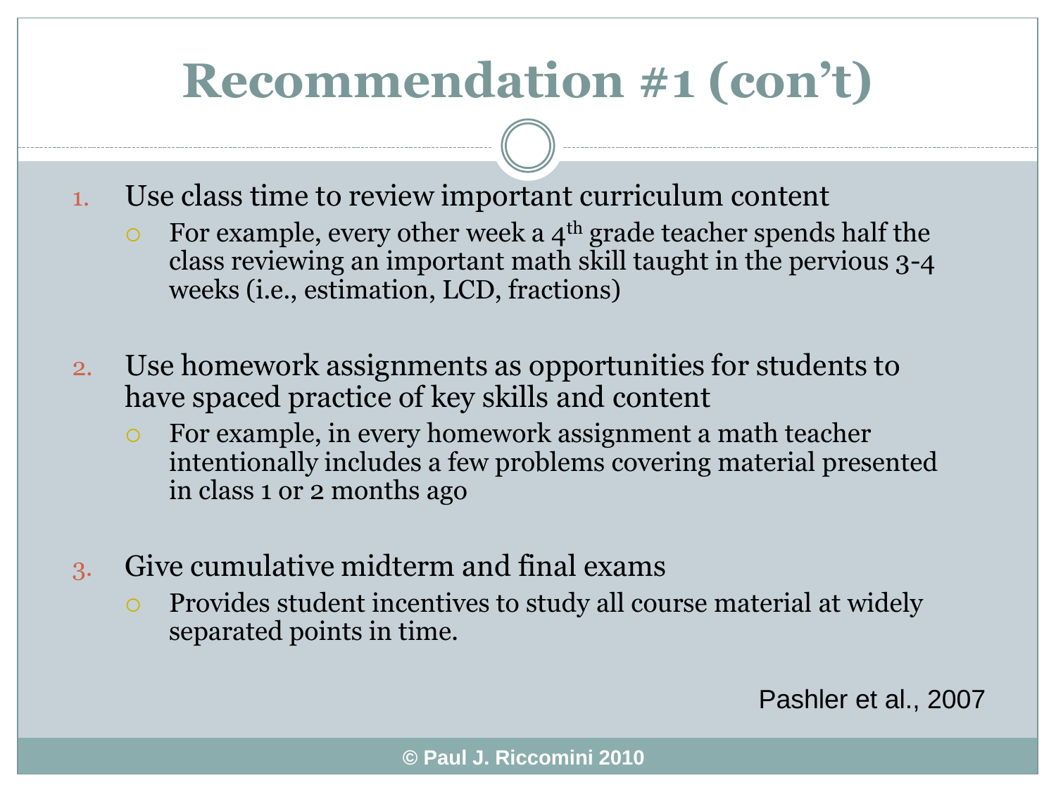# Recommendation #1 (con't)

1. Use class time to review important curriculum content
   - For example, every other week a 4th grade teacher spends half the class reviewing an important math skill taught in the pervious 3-4 weeks (i.e., estimation, LCD, fractions)

2. Use homework assignments as opportunities for students to have spaced practice of key skills and content
   - For example, in every homework assignment a math teacher intentionally includes a few problems covering material presented in class 1 or 2 months ago

3. Give cumulative midterm and final exams
   - Provides student incentives to study all course material at widely separated points in time.

Pashler et al., 2007

© Paul J. Riccomini 2010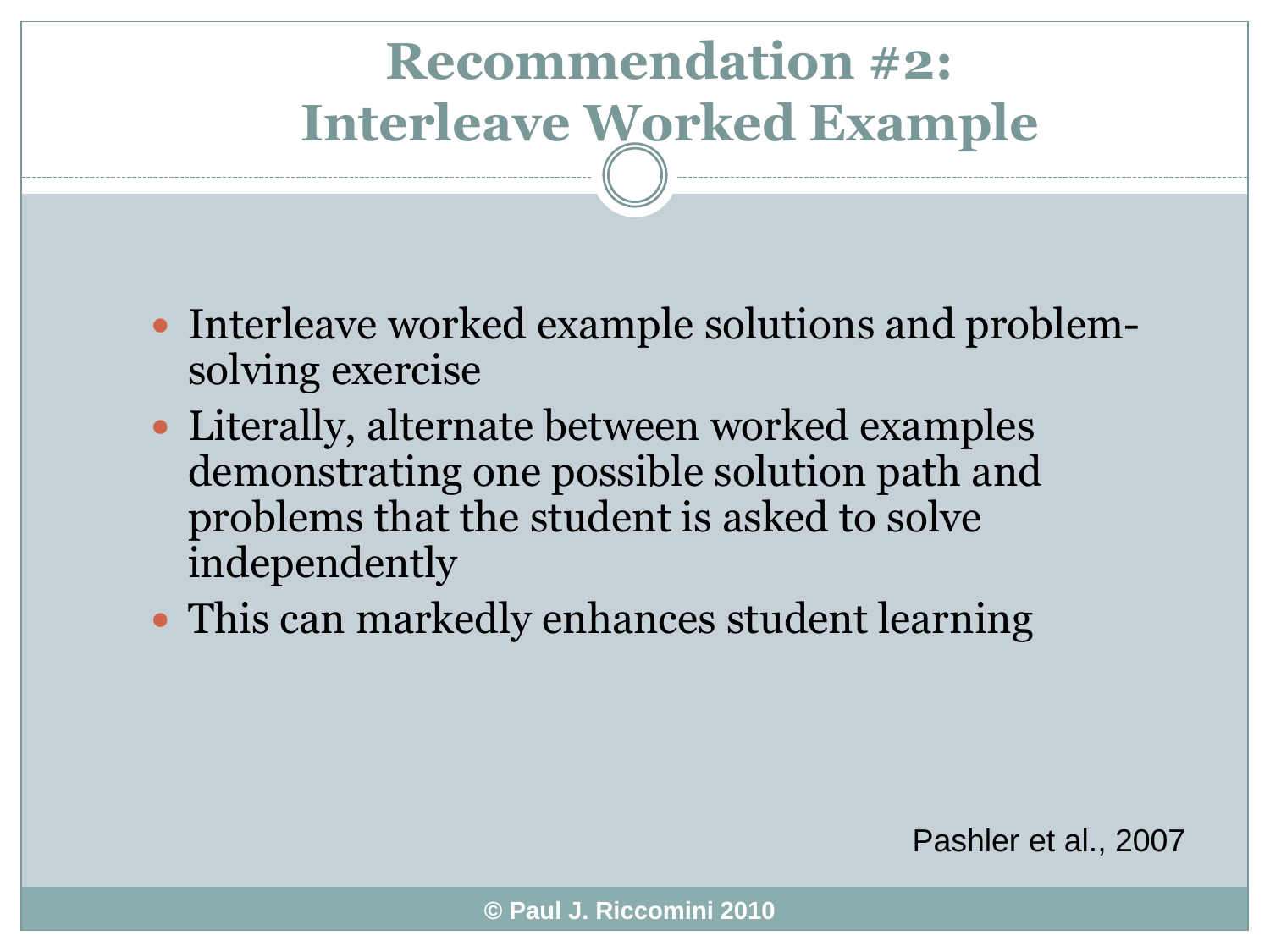# Recommendation #2: Interleave Worked Example

- Interleave worked example solutions and problem-solving exercise
- Literally, alternate between worked examples demonstrating one possible solution path and problems that the student is asked to solve independently
- This can markedly enhances student learning

Pashler et al., 2007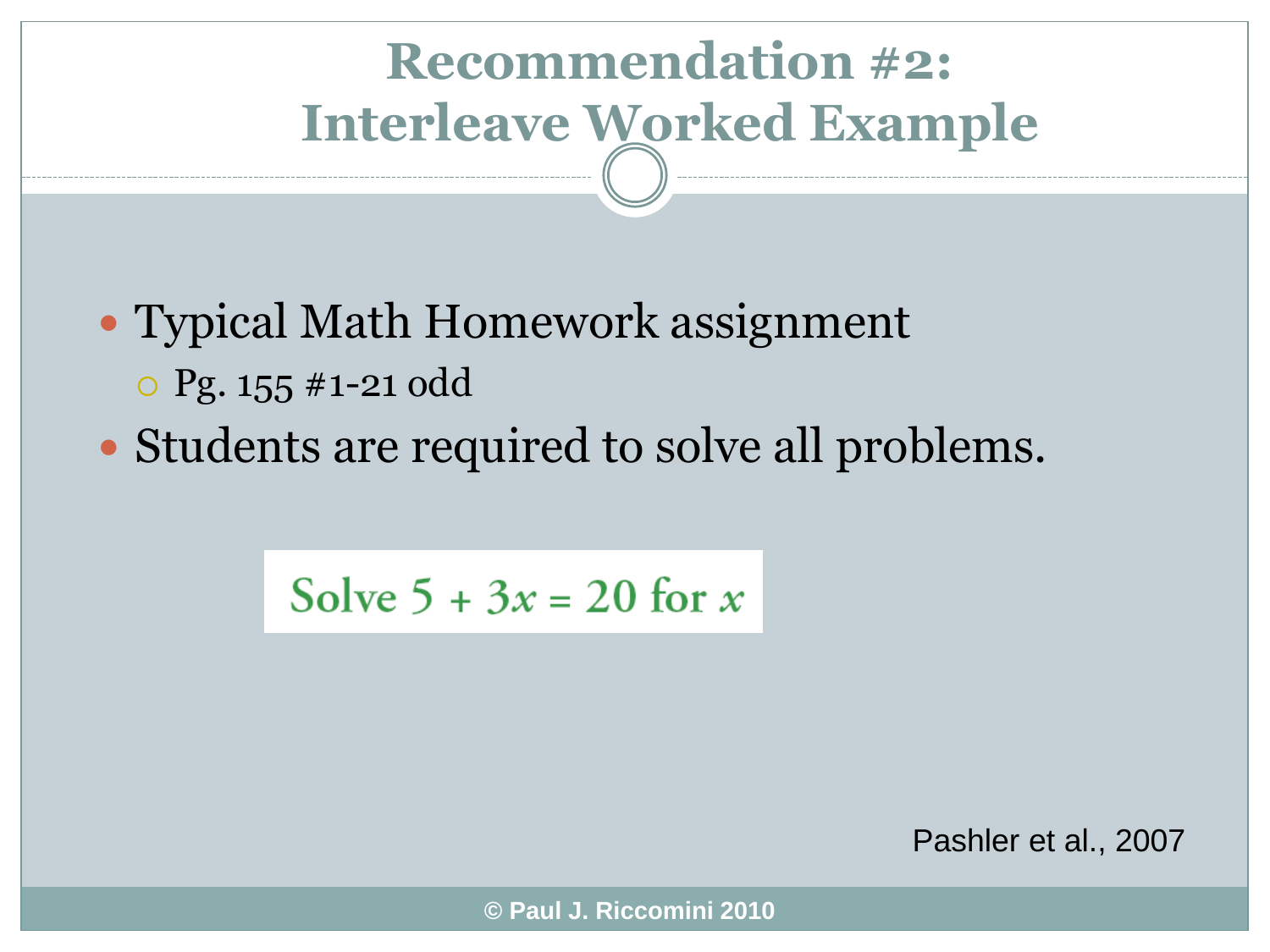# Recommendation #2: Interleave Worked Example

- Typical Math Homework assignment
  - Pg. 155 #1-21 odd
- Students are required to solve all problems.

Solve $5 + 3x = 20$ for $x$

Pashler et al., 2007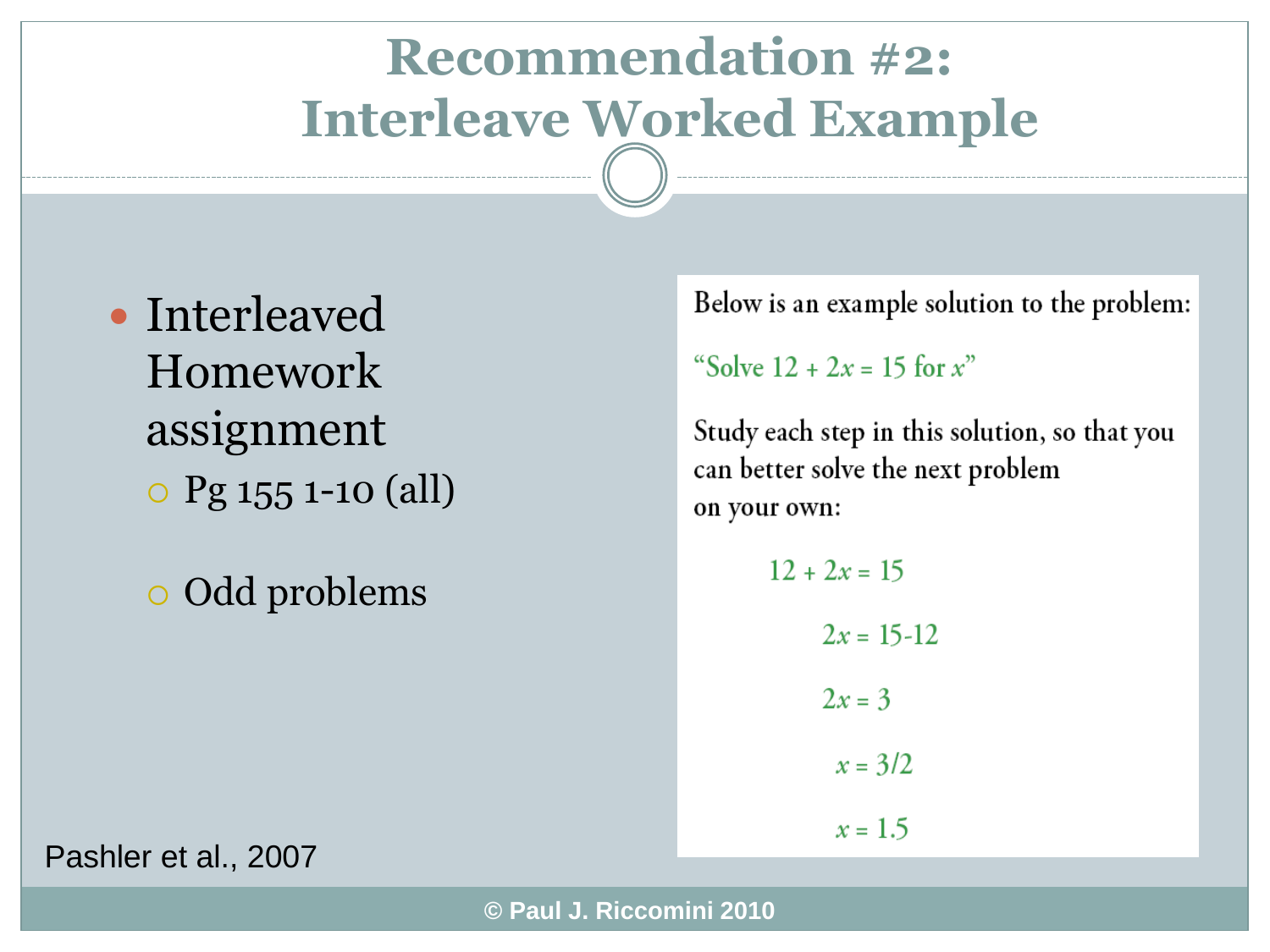# Recommendation #2: Interleave Worked Example

- Interleaved Homework assignment
  - Pg 155 1-10 (all)
  - Odd problems

Below is an example solution to the problem:

"Solve $12 + 2x = 15$ for $x$"

Study each step in this solution, so that you can better solve the next problem on your own:

$$12 + 2x = 15$$

$$2x = 15 - 12$$

$$2x = 3$$

$$x = 3/2$$

$$x = 1.5$$

Pashler et al., 2007

© Paul J. Riccomini 2010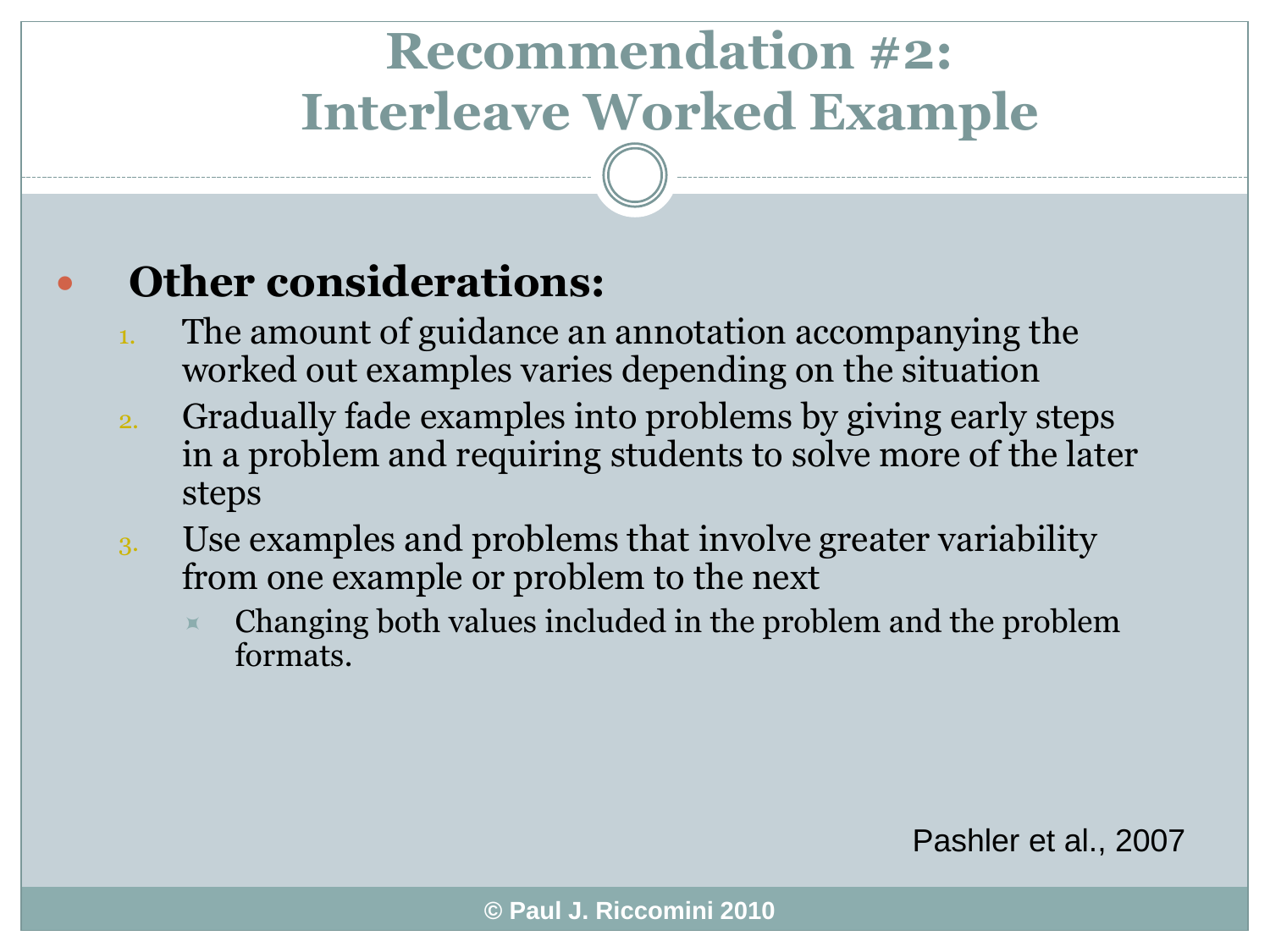# Recommendation #2: Interleave Worked Example

- **Other considerations:**
  1. The amount of guidance an annotation accompanying the worked out examples varies depending on the situation
  2. Gradually fade examples into problems by giving early steps in a problem and requiring students to solve more of the later steps
  3. Use examples and problems that involve greater variability from one example or problem to the next
     - Changing both values included in the problem and the problem formats.

Pashler et al., 2007

© Paul J. Riccomini 2010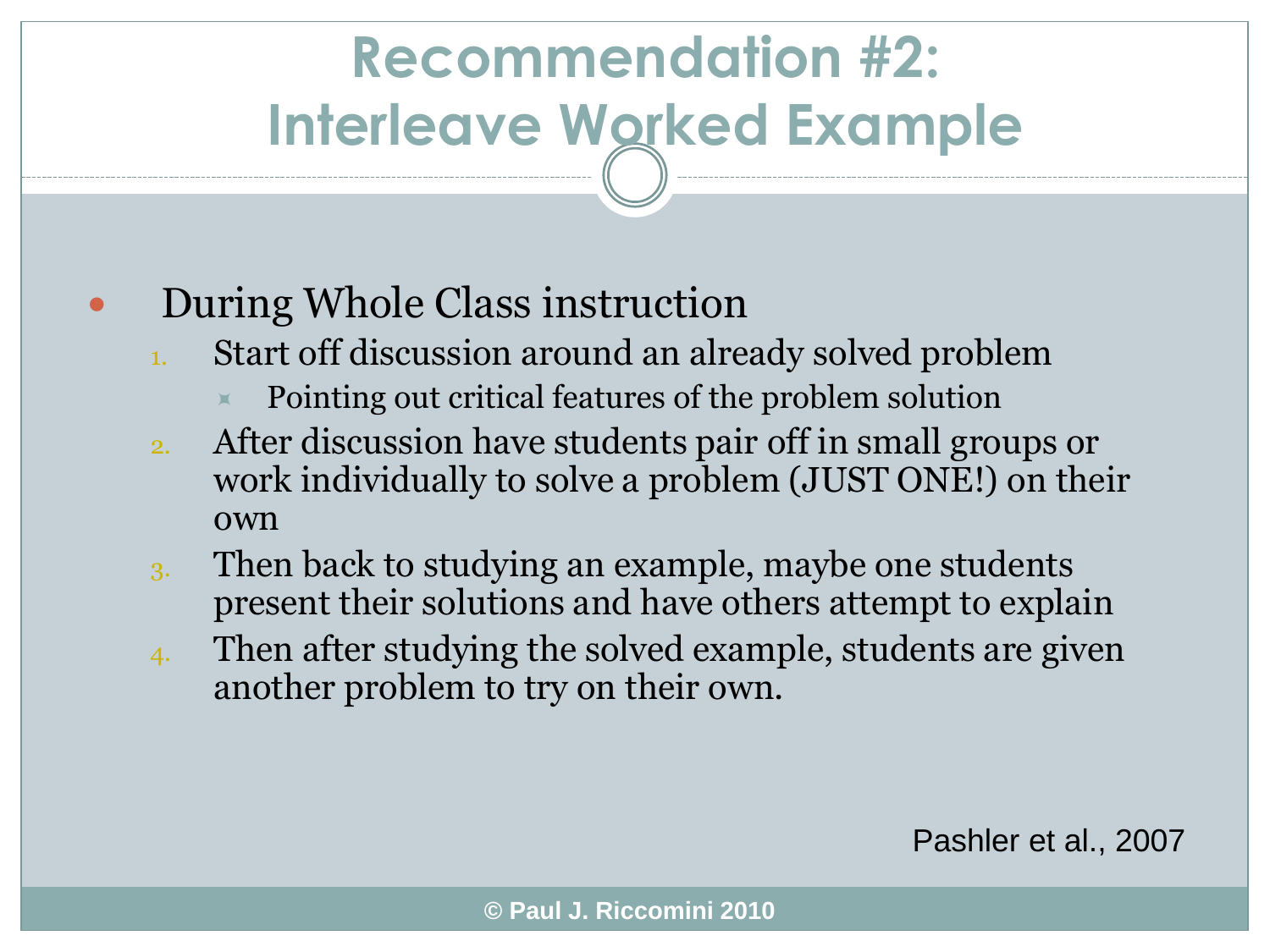# Recommendation #2: Interleave Worked Example

- During Whole Class instruction
  1. Start off discussion around an already solved problem
     - Pointing out critical features of the problem solution
  2. After discussion have students pair off in small groups or work individually to solve a problem (JUST ONE!) on their own
  3. Then back to studying an example, maybe one students present their solutions and have others attempt to explain
  4. Then after studying the solved example, students are given another problem to try on their own.

Pashler et al., 2007

© Paul J. Riccomini 2010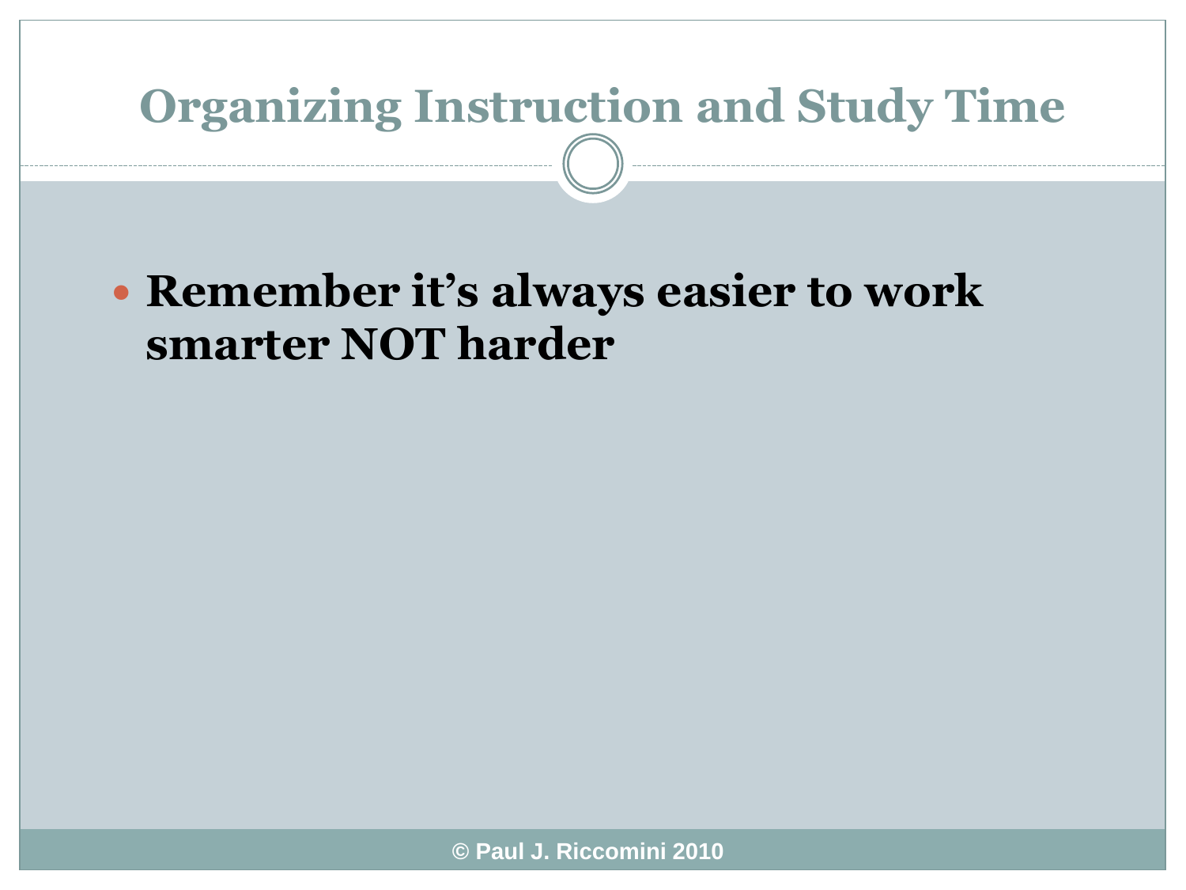# Organizing Instruction and Study Time

- **Remember it's always easier to work smarter NOT harder**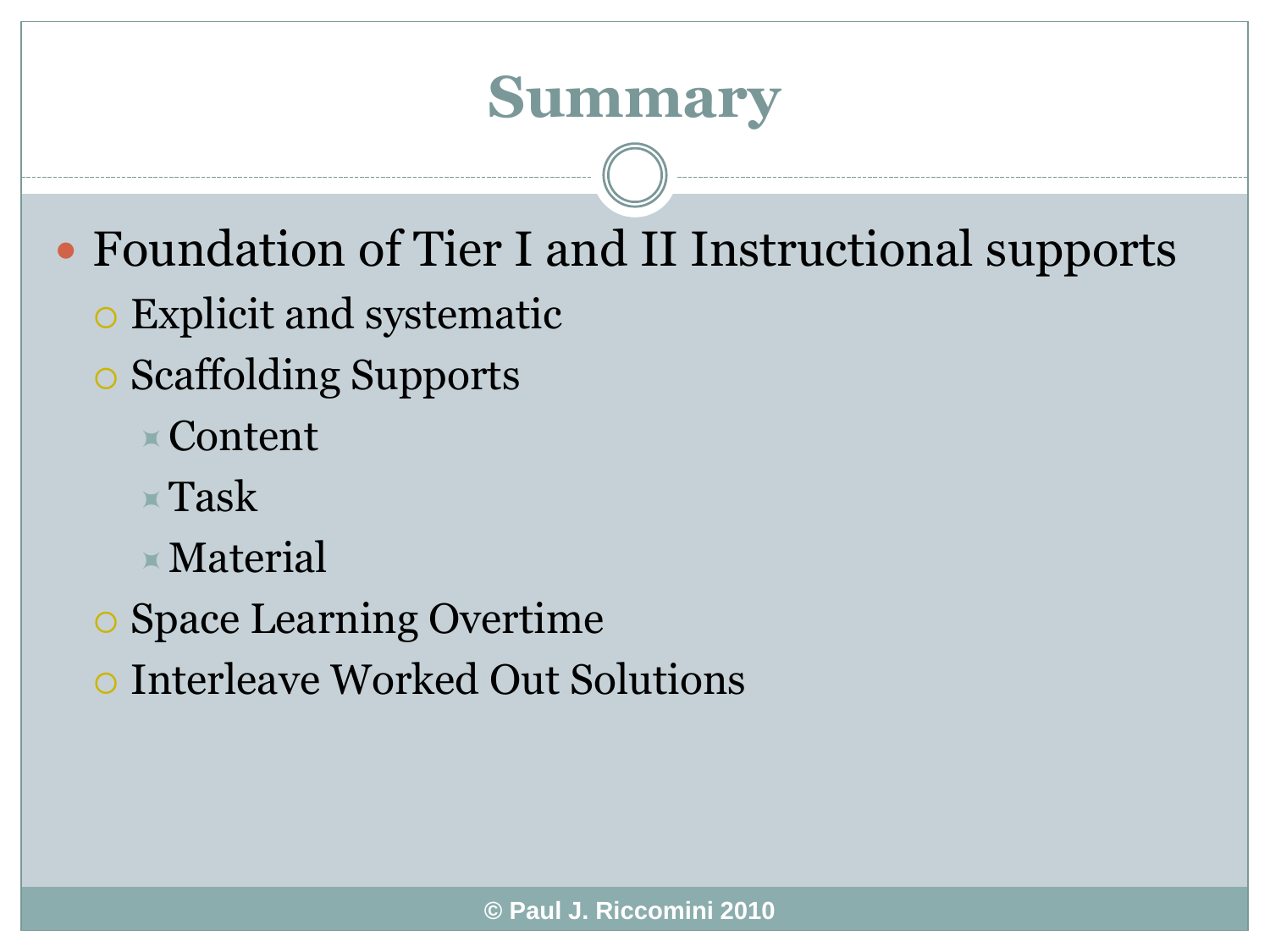# Summary

- Foundation of Tier I and II Instructional supports
  - Explicit and systematic
  - Scaffolding Supports
    - Content
    - Task
    - Material
  - Space Learning Overtime
  - Interleave Worked Out Solutions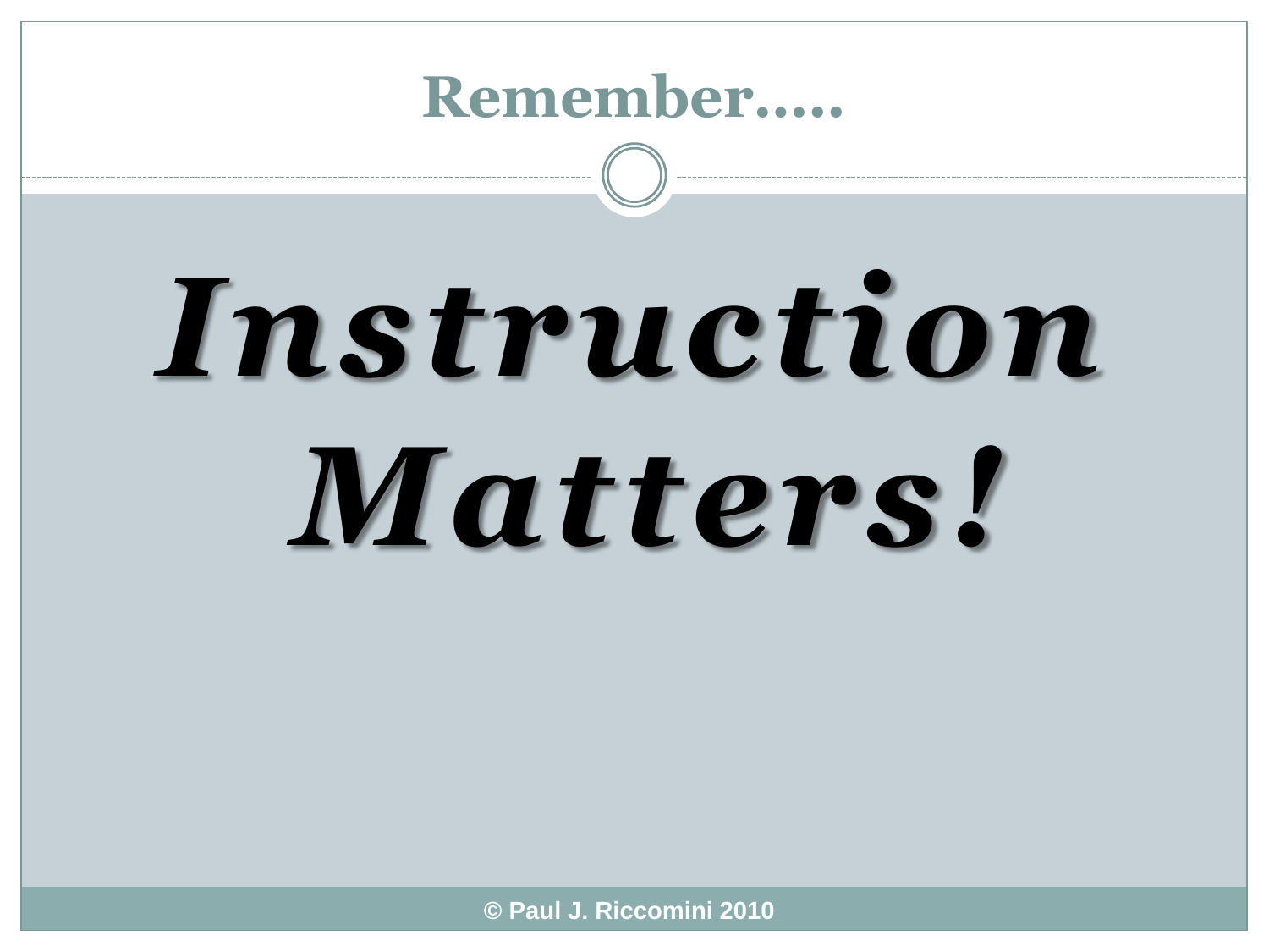# Remember.....

***Instruction Matters!***

© Paul J. Riccomini 2010